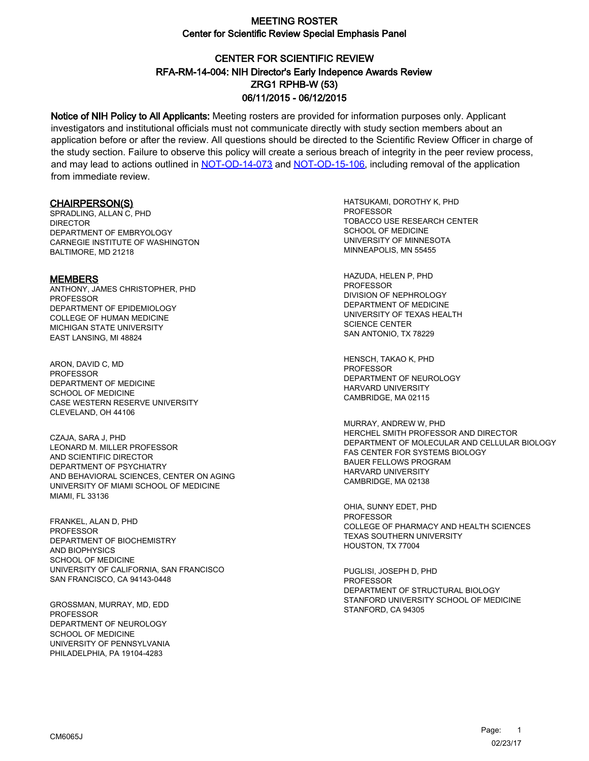# MEETING ROSTER

## Center for Scientific Review Special Emphasis Panel

## CENTER FOR SCIENTIFIC REVIEW
## RFA-RM-14-004: NIH Director's Early Indepence Awards Review
## ZRG1 RPHB-W (53)
## 06/11/2015 - 06/12/2015

**Notice of NIH Policy to All Applicants:** Meeting rosters are provided for information purposes only. Applicant investigators and institutional officials must not communicate directly with study section members about an application before or after the review. All questions should be directed to the Scientific Review Officer in charge of the study section. Failure to observe this policy will create a serious breach of integrity in the peer review process, and may lead to actions outlined in NOT-OD-14-073 and NOT-OD-15-106, including removal of the application from immediate review.

### CHAIRPERSON(S)

SPRADLING, ALLAN C, PHD
DIRECTOR
DEPARTMENT OF EMBRYOLOGY
CARNEGIE INSTITUTE OF WASHINGTON
BALTIMORE, MD 21218

### MEMBERS

ANTHONY, JAMES CHRISTOPHER, PHD
PROFESSOR
DEPARTMENT OF EPIDEMIOLOGY
COLLEGE OF HUMAN MEDICINE
MICHIGAN STATE UNIVERSITY
EAST LANSING, MI 48824

ARON, DAVID C, MD
PROFESSOR
DEPARTMENT OF MEDICINE
SCHOOL OF MEDICINE
CASE WESTERN RESERVE UNIVERSITY
CLEVELAND, OH 44106

CZAJA, SARA J, PHD
LEONARD M. MILLER PROFESSOR
AND SCIENTIFIC DIRECTOR
DEPARTMENT OF PSYCHIATRY
AND BEHAVIORAL SCIENCES, CENTER ON AGING
UNIVERSITY OF MIAMI SCHOOL OF MEDICINE
MIAMI, FL 33136

FRANKEL, ALAN D, PHD
PROFESSOR
DEPARTMENT OF BIOCHEMISTRY
AND BIOPHYSICS
SCHOOL OF MEDICINE
UNIVERSITY OF CALIFORNIA, SAN FRANCISCO
SAN FRANCISCO, CA 94143-0448

GROSSMAN, MURRAY, MD, EDD
PROFESSOR
DEPARTMENT OF NEUROLOGY
SCHOOL OF MEDICINE
UNIVERSITY OF PENNSYLVANIA
PHILADELPHIA, PA 19104-4283

HATSUKAMI, DOROTHY K, PHD
PROFESSOR
TOBACCO USE RESEARCH CENTER
SCHOOL OF MEDICINE
UNIVERSITY OF MINNESOTA
MINNEAPOLIS, MN 55455

HAZUDA, HELEN P, PHD
PROFESSOR
DIVISION OF NEPHROLOGY
DEPARTMENT OF MEDICINE
UNIVERSITY OF TEXAS HEALTH
SCIENCE CENTER
SAN ANTONIO, TX 78229

HENSCH, TAKAO K, PHD
PROFESSOR
DEPARTMENT OF NEUROLOGY
HARVARD UNIVERSITY
CAMBRIDGE, MA 02115

MURRAY, ANDREW W, PHD
HERCHEL SMITH PROFESSOR AND DIRECTOR
DEPARTMENT OF MOLECULAR AND CELLULAR BIOLOGY
FAS CENTER FOR SYSTEMS BIOLOGY
BAUER FELLOWS PROGRAM
HARVARD UNIVERSITY
CAMBRIDGE, MA 02138

OHIA, SUNNY EDET, PHD
PROFESSOR
COLLEGE OF PHARMACY AND HEALTH SCIENCES
TEXAS SOUTHERN UNIVERSITY
HOUSTON, TX 77004

PUGLISI, JOSEPH D, PHD
PROFESSOR
DEPARTMENT OF STRUCTURAL BIOLOGY
STANFORD UNIVERSITY SCHOOL OF MEDICINE
STANFORD, CA 94305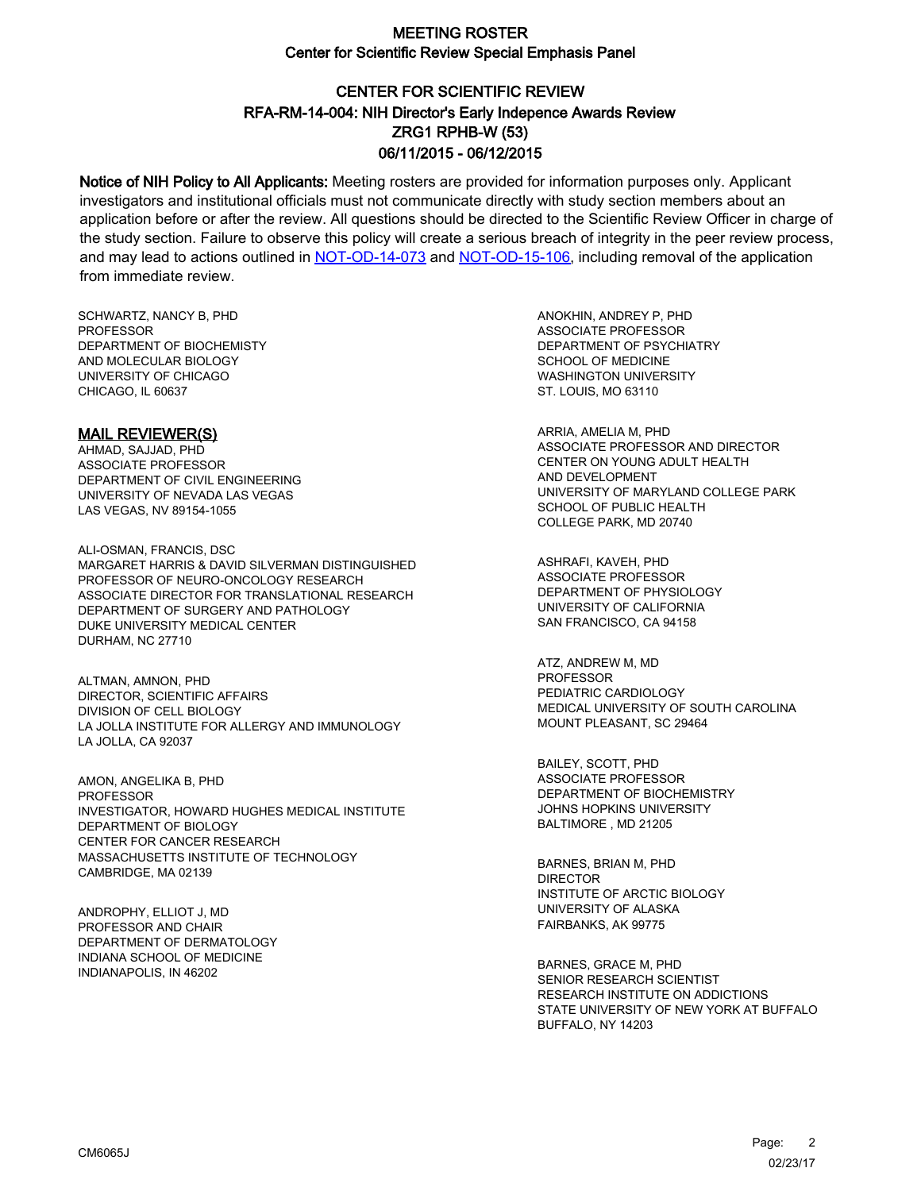# MEETING ROSTER

## Center for Scientific Review Special Emphasis Panel

## CENTER FOR SCIENTIFIC REVIEW
## RFA-RM-14-004: NIH Director's Early Indepence Awards Review
## ZRG1 RPHB-W (53)
## 06/11/2015 - 06/12/2015

**Notice of NIH Policy to All Applicants:** Meeting rosters are provided for information purposes only. Applicant investigators and institutional officials must not communicate directly with study section members about an application before or after the review. All questions should be directed to the Scientific Review Officer in charge of the study section. Failure to observe this policy will create a serious breach of integrity in the peer review process, and may lead to actions outlined in NOT-OD-14-073 and NOT-OD-15-106, including removal of the application from immediate review.

SCHWARTZ, NANCY B, PHD
PROFESSOR
DEPARTMENT OF BIOCHEMISTY
AND MOLECULAR BIOLOGY
UNIVERSITY OF CHICAGO
CHICAGO, IL 60637

### MAIL REVIEWER(S)

AHMAD, SAJJAD, PHD
ASSOCIATE PROFESSOR
DEPARTMENT OF CIVIL ENGINEERING
UNIVERSITY OF NEVADA LAS VEGAS
LAS VEGAS, NV 89154-1055

ALI-OSMAN, FRANCIS, DSC
MARGARET HARRIS & DAVID SILVERMAN DISTINGUISHED
PROFESSOR OF NEURO-ONCOLOGY RESEARCH
ASSOCIATE DIRECTOR FOR TRANSLATIONAL RESEARCH
DEPARTMENT OF SURGERY AND PATHOLOGY
DUKE UNIVERSITY MEDICAL CENTER
DURHAM, NC 27710

ALTMAN, AMNON, PHD
DIRECTOR, SCIENTIFIC AFFAIRS
DIVISION OF CELL BIOLOGY
LA JOLLA INSTITUTE FOR ALLERGY AND IMMUNOLOGY
LA JOLLA, CA 92037

AMON, ANGELIKA B, PHD
PROFESSOR
INVESTIGATOR, HOWARD HUGHES MEDICAL INSTITUTE
DEPARTMENT OF BIOLOGY
CENTER FOR CANCER RESEARCH
MASSACHUSETTS INSTITUTE OF TECHNOLOGY
CAMBRIDGE, MA 02139

ANDROPHY, ELLIOT J, MD
PROFESSOR AND CHAIR
DEPARTMENT OF DERMATOLOGY
INDIANA SCHOOL OF MEDICINE
INDIANAPOLIS, IN 46202

ANOKHIN, ANDREY P, PHD
ASSOCIATE PROFESSOR
DEPARTMENT OF PSYCHIATRY
SCHOOL OF MEDICINE
WASHINGTON UNIVERSITY
ST. LOUIS, MO 63110

ARRIA, AMELIA M, PHD
ASSOCIATE PROFESSOR AND DIRECTOR
CENTER ON YOUNG ADULT HEALTH
AND DEVELOPMENT
UNIVERSITY OF MARYLAND COLLEGE PARK
SCHOOL OF PUBLIC HEALTH
COLLEGE PARK, MD 20740

ASHRAFI, KAVEH, PHD
ASSOCIATE PROFESSOR
DEPARTMENT OF PHYSIOLOGY
UNIVERSITY OF CALIFORNIA
SAN FRANCISCO, CA 94158

ATZ, ANDREW M, MD
PROFESSOR
PEDIATRIC CARDIOLOGY
MEDICAL UNIVERSITY OF SOUTH CAROLINA
MOUNT PLEASANT, SC 29464

BAILEY, SCOTT, PHD
ASSOCIATE PROFESSOR
DEPARTMENT OF BIOCHEMISTRY
JOHNS HOPKINS UNIVERSITY
BALTIMORE , MD 21205

BARNES, BRIAN M, PHD
DIRECTOR
INSTITUTE OF ARCTIC BIOLOGY
UNIVERSITY OF ALASKA
FAIRBANKS, AK 99775

BARNES, GRACE M, PHD
SENIOR RESEARCH SCIENTIST
RESEARCH INSTITUTE ON ADDICTIONS
STATE UNIVERSITY OF NEW YORK AT BUFFALO
BUFFALO, NY 14203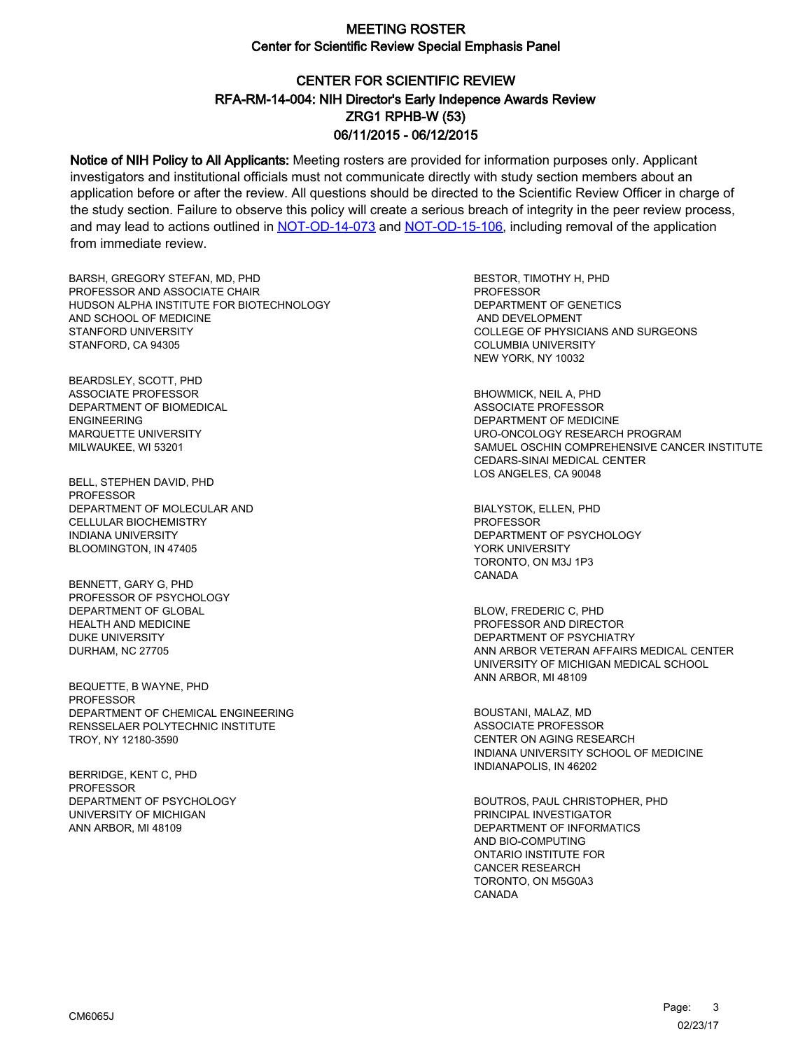# MEETING ROSTER

## Center for Scientific Review Special Emphasis Panel

## CENTER FOR SCIENTIFIC REVIEW
## RFA-RM-14-004: NIH Director's Early Indepence Awards Review
## ZRG1 RPHB-W (53)
## 06/11/2015 - 06/12/2015

**Notice of NIH Policy to All Applicants:** Meeting rosters are provided for information purposes only. Applicant investigators and institutional officials must not communicate directly with study section members about an application before or after the review. All questions should be directed to the Scientific Review Officer in charge of the study section. Failure to observe this policy will create a serious breach of integrity in the peer review process, and may lead to actions outlined in NOT-OD-14-073 and NOT-OD-15-106, including removal of the application from immediate review.

BARSH, GREGORY STEFAN, MD, PHD
PROFESSOR AND ASSOCIATE CHAIR
HUDSON ALPHA INSTITUTE FOR BIOTECHNOLOGY
AND SCHOOL OF MEDICINE
STANFORD UNIVERSITY
STANFORD, CA 94305

BEARDSLEY, SCOTT, PHD
ASSOCIATE PROFESSOR
DEPARTMENT OF BIOMEDICAL
ENGINEERING
MARQUETTE UNIVERSITY
MILWAUKEE, WI 53201

BELL, STEPHEN DAVID, PHD
PROFESSOR
DEPARTMENT OF MOLECULAR AND
CELLULAR BIOCHEMISTRY
INDIANA UNIVERSITY
BLOOMINGTON, IN 47405

BENNETT, GARY G, PHD
PROFESSOR OF PSYCHOLOGY
DEPARTMENT OF GLOBAL
HEALTH AND MEDICINE
DUKE UNIVERSITY
DURHAM, NC 27705

BEQUETTE, B WAYNE, PHD
PROFESSOR
DEPARTMENT OF CHEMICAL ENGINEERING
RENSSELAER POLYTECHNIC INSTITUTE
TROY, NY 12180-3590

BERRIDGE, KENT C, PHD
PROFESSOR
DEPARTMENT OF PSYCHOLOGY
UNIVERSITY OF MICHIGAN
ANN ARBOR, MI 48109

BESTOR, TIMOTHY H, PHD
PROFESSOR
DEPARTMENT OF GENETICS
AND DEVELOPMENT
COLLEGE OF PHYSICIANS AND SURGEONS
COLUMBIA UNIVERSITY
NEW YORK, NY 10032

BHOWMICK, NEIL A, PHD
ASSOCIATE PROFESSOR
DEPARTMENT OF MEDICINE
URO-ONCOLOGY RESEARCH PROGRAM
SAMUEL OSCHIN COMPREHENSIVE CANCER INSTITUTE
CEDARS-SINAI MEDICAL CENTER
LOS ANGELES, CA 90048

BIALYSTOK, ELLEN, PHD
PROFESSOR
DEPARTMENT OF PSYCHOLOGY
YORK UNIVERSITY
TORONTO, ON M3J 1P3
CANADA

BLOW, FREDERIC C, PHD
PROFESSOR AND DIRECTOR
DEPARTMENT OF PSYCHIATRY
ANN ARBOR VETERAN AFFAIRS MEDICAL CENTER
UNIVERSITY OF MICHIGAN MEDICAL SCHOOL
ANN ARBOR, MI 48109

BOUSTANI, MALAZ, MD
ASSOCIATE PROFESSOR
CENTER ON AGING RESEARCH
INDIANA UNIVERSITY SCHOOL OF MEDICINE
INDIANAPOLIS, IN 46202

BOUTROS, PAUL CHRISTOPHER, PHD
PRINCIPAL INVESTIGATOR
DEPARTMENT OF INFORMATICS
AND BIO-COMPUTING
ONTARIO INSTITUTE FOR
CANCER RESEARCH
TORONTO, ON M5G0A3
CANADA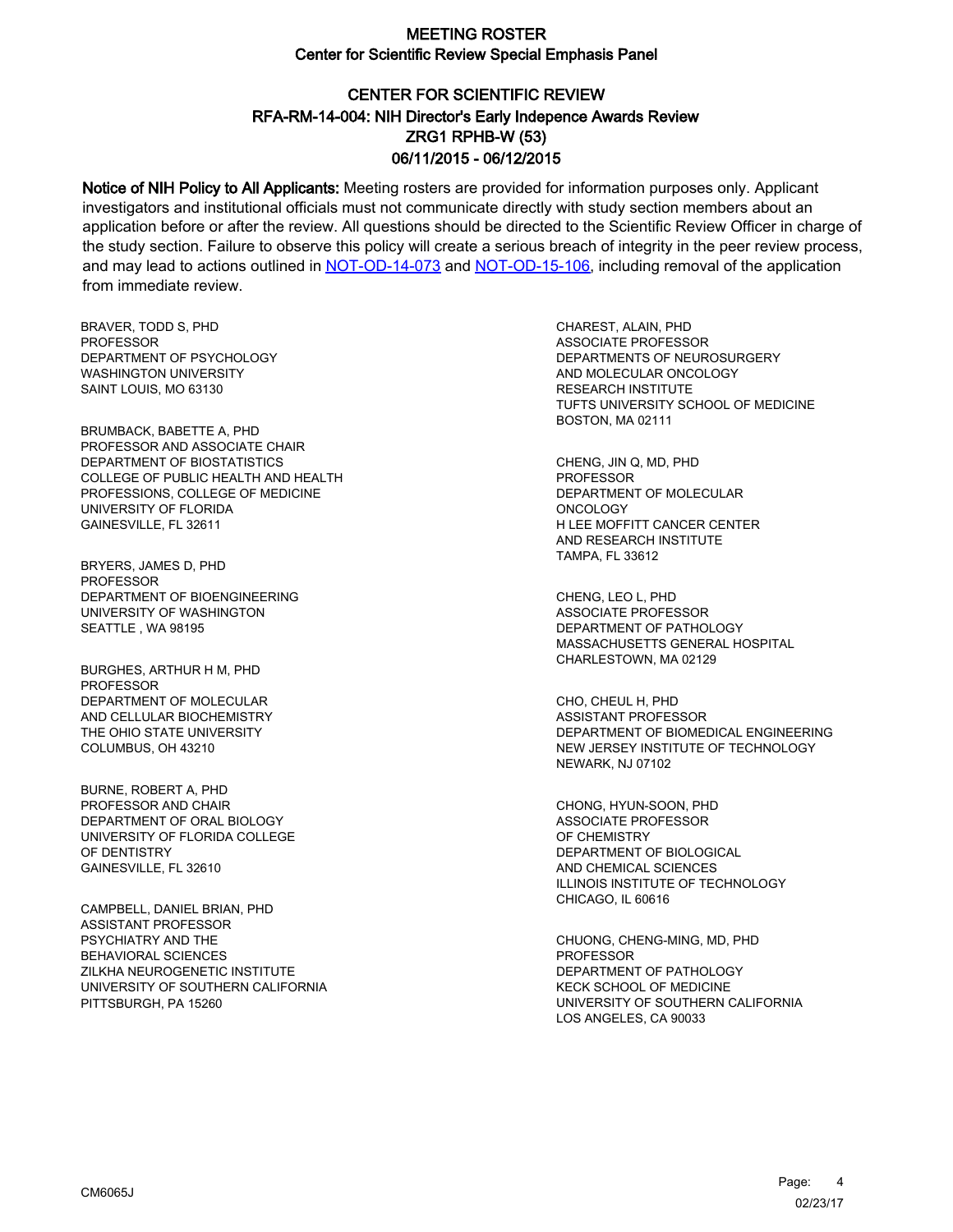# MEETING ROSTER

## Center for Scientific Review Special Emphasis Panel

## CENTER FOR SCIENTIFIC REVIEW

## RFA-RM-14-004: NIH Director's Early Indepence Awards Review

## ZRG1 RPHB-W (53)

## 06/11/2015 - 06/12/2015

**Notice of NIH Policy to All Applicants:** Meeting rosters are provided for information purposes only. Applicant investigators and institutional officials must not communicate directly with study section members about an application before or after the review. All questions should be directed to the Scientific Review Officer in charge of the study section. Failure to observe this policy will create a serious breach of integrity in the peer review process, and may lead to actions outlined in NOT-OD-14-073 and NOT-OD-15-106, including removal of the application from immediate review.

BRAVER, TODD S, PHD
PROFESSOR
DEPARTMENT OF PSYCHOLOGY
WASHINGTON UNIVERSITY
SAINT LOUIS, MO 63130

BRUMBACK, BABETTE A, PHD
PROFESSOR AND ASSOCIATE CHAIR
DEPARTMENT OF BIOSTATISTICS
COLLEGE OF PUBLIC HEALTH AND HEALTH
PROFESSIONS, COLLEGE OF MEDICINE
UNIVERSITY OF FLORIDA
GAINESVILLE, FL 32611

BRYERS, JAMES D, PHD
PROFESSOR
DEPARTMENT OF BIOENGINEERING
UNIVERSITY OF WASHINGTON
SEATTLE , WA 98195

BURGHES, ARTHUR H M, PHD
PROFESSOR
DEPARTMENT OF MOLECULAR
AND CELLULAR BIOCHEMISTRY
THE OHIO STATE UNIVERSITY
COLUMBUS, OH 43210

BURNE, ROBERT A, PHD
PROFESSOR AND CHAIR
DEPARTMENT OF ORAL BIOLOGY
UNIVERSITY OF FLORIDA COLLEGE
OF DENTISTRY
GAINESVILLE, FL 32610

CAMPBELL, DANIEL BRIAN, PHD
ASSISTANT PROFESSOR
PSYCHIATRY AND THE
BEHAVIORAL SCIENCES
ZILKHA NEUROGENETIC INSTITUTE
UNIVERSITY OF SOUTHERN CALIFORNIA
PITTSBURGH, PA 15260

CHAREST, ALAIN, PHD
ASSOCIATE PROFESSOR
DEPARTMENTS OF NEUROSURGERY
AND MOLECULAR ONCOLOGY
RESEARCH INSTITUTE
TUFTS UNIVERSITY SCHOOL OF MEDICINE
BOSTON, MA 02111

CHENG, JIN Q, MD, PHD
PROFESSOR
DEPARTMENT OF MOLECULAR
ONCOLOGY
H LEE MOFFITT CANCER CENTER
AND RESEARCH INSTITUTE
TAMPA, FL 33612

CHENG, LEO L, PHD
ASSOCIATE PROFESSOR
DEPARTMENT OF PATHOLOGY
MASSACHUSETTS GENERAL HOSPITAL
CHARLESTOWN, MA 02129

CHO, CHEUL H, PHD
ASSISTANT PROFESSOR
DEPARTMENT OF BIOMEDICAL ENGINEERING
NEW JERSEY INSTITUTE OF TECHNOLOGY
NEWARK, NJ 07102

CHONG, HYUN-SOON, PHD
ASSOCIATE PROFESSOR
OF CHEMISTRY
DEPARTMENT OF BIOLOGICAL
AND CHEMICAL SCIENCES
ILLINOIS INSTITUTE OF TECHNOLOGY
CHICAGO, IL 60616

CHUONG, CHENG-MING, MD, PHD
PROFESSOR
DEPARTMENT OF PATHOLOGY
KECK SCHOOL OF MEDICINE
UNIVERSITY OF SOUTHERN CALIFORNIA
LOS ANGELES, CA 90033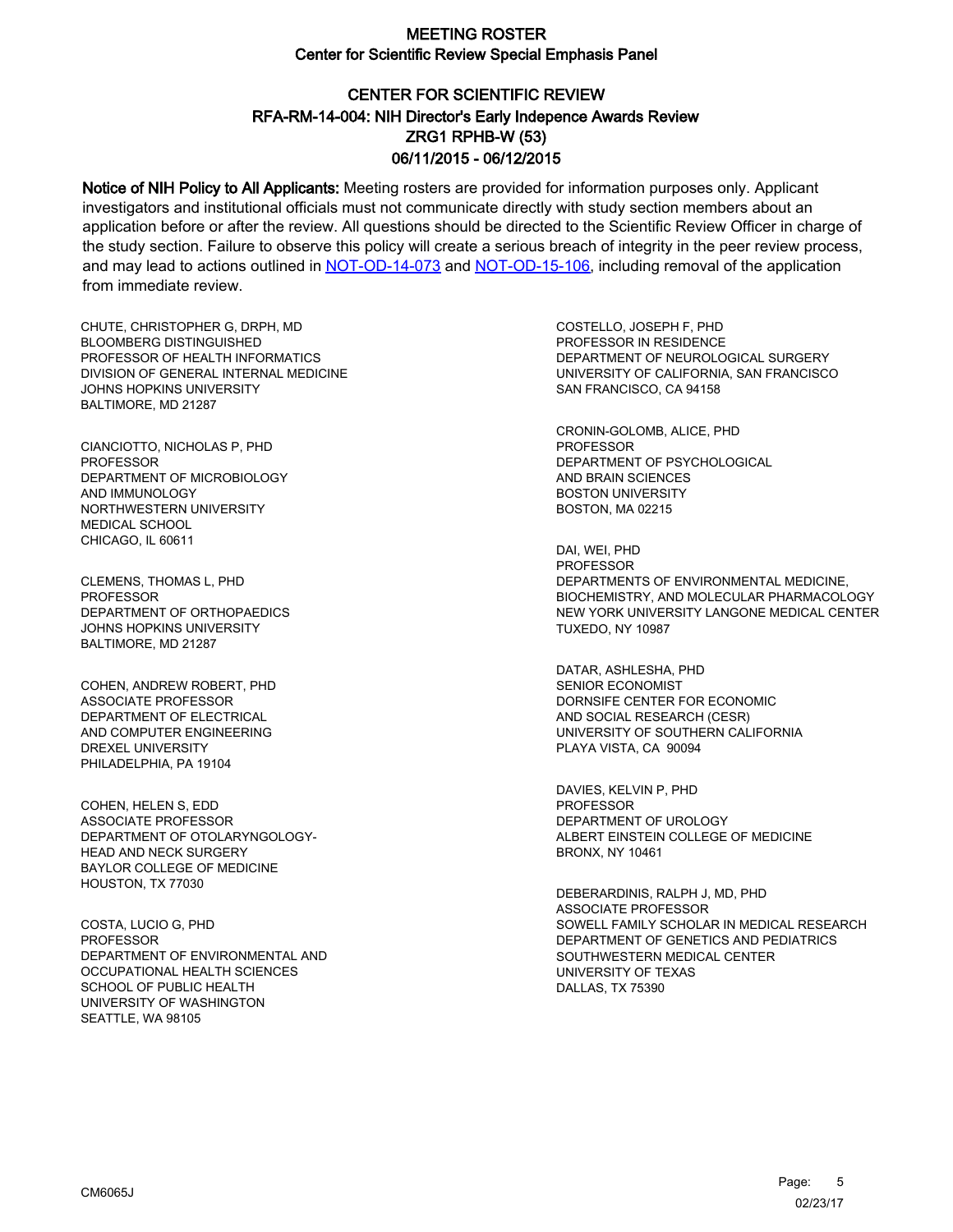# MEETING ROSTER

## Center for Scientific Review Special Emphasis Panel

## CENTER FOR SCIENTIFIC REVIEW
## RFA-RM-14-004: NIH Director's Early Indepence Awards Review
## ZRG1 RPHB-W (53)
## 06/11/2015 - 06/12/2015

**Notice of NIH Policy to All Applicants:** Meeting rosters are provided for information purposes only. Applicant investigators and institutional officials must not communicate directly with study section members about an application before or after the review. All questions should be directed to the Scientific Review Officer in charge of the study section. Failure to observe this policy will create a serious breach of integrity in the peer review process, and may lead to actions outlined in NOT-OD-14-073 and NOT-OD-15-106, including removal of the application from immediate review.

CHUTE, CHRISTOPHER G, DRPH, MD
BLOOMBERG DISTINGUISHED
PROFESSOR OF HEALTH INFORMATICS
DIVISION OF GENERAL INTERNAL MEDICINE
JOHNS HOPKINS UNIVERSITY
BALTIMORE, MD 21287

CIANCIOTTO, NICHOLAS P, PHD
PROFESSOR
DEPARTMENT OF MICROBIOLOGY
AND IMMUNOLOGY
NORTHWESTERN UNIVERSITY
MEDICAL SCHOOL
CHICAGO, IL 60611

CLEMENS, THOMAS L, PHD
PROFESSOR
DEPARTMENT OF ORTHOPAEDICS
JOHNS HOPKINS UNIVERSITY
BALTIMORE, MD 21287

COHEN, ANDREW ROBERT, PHD
ASSOCIATE PROFESSOR
DEPARTMENT OF ELECTRICAL
AND COMPUTER ENGINEERING
DREXEL UNIVERSITY
PHILADELPHIA, PA 19104

COHEN, HELEN S, EDD
ASSOCIATE PROFESSOR
DEPARTMENT OF OTOLARYNGOLOGY-
HEAD AND NECK SURGERY
BAYLOR COLLEGE OF MEDICINE
HOUSTON, TX 77030

COSTA, LUCIO G, PHD
PROFESSOR
DEPARTMENT OF ENVIRONMENTAL AND
OCCUPATIONAL HEALTH SCIENCES
SCHOOL OF PUBLIC HEALTH
UNIVERSITY OF WASHINGTON
SEATTLE, WA 98105

COSTELLO, JOSEPH F, PHD
PROFESSOR IN RESIDENCE
DEPARTMENT OF NEUROLOGICAL SURGERY
UNIVERSITY OF CALIFORNIA, SAN FRANCISCO
SAN FRANCISCO, CA 94158

CRONIN-GOLOMB, ALICE, PHD
PROFESSOR
DEPARTMENT OF PSYCHOLOGICAL
AND BRAIN SCIENCES
BOSTON UNIVERSITY
BOSTON, MA 02215

DAI, WEI, PHD
PROFESSOR
DEPARTMENTS OF ENVIRONMENTAL MEDICINE,
BIOCHEMISTRY, AND MOLECULAR PHARMACOLOGY
NEW YORK UNIVERSITY LANGONE MEDICAL CENTER
TUXEDO, NY 10987

DATAR, ASHLESHA, PHD
SENIOR ECONOMIST
DORNSIFE CENTER FOR ECONOMIC
AND SOCIAL RESEARCH (CESR)
UNIVERSITY OF SOUTHERN CALIFORNIA
PLAYA VISTA, CA 90094

DAVIES, KELVIN P, PHD
PROFESSOR
DEPARTMENT OF UROLOGY
ALBERT EINSTEIN COLLEGE OF MEDICINE
BRONX, NY 10461

DEBERARDINIS, RALPH J, MD, PHD
ASSOCIATE PROFESSOR
SOWELL FAMILY SCHOLAR IN MEDICAL RESEARCH
DEPARTMENT OF GENETICS AND PEDIATRICS
SOUTHWESTERN MEDICAL CENTER
UNIVERSITY OF TEXAS
DALLAS, TX 75390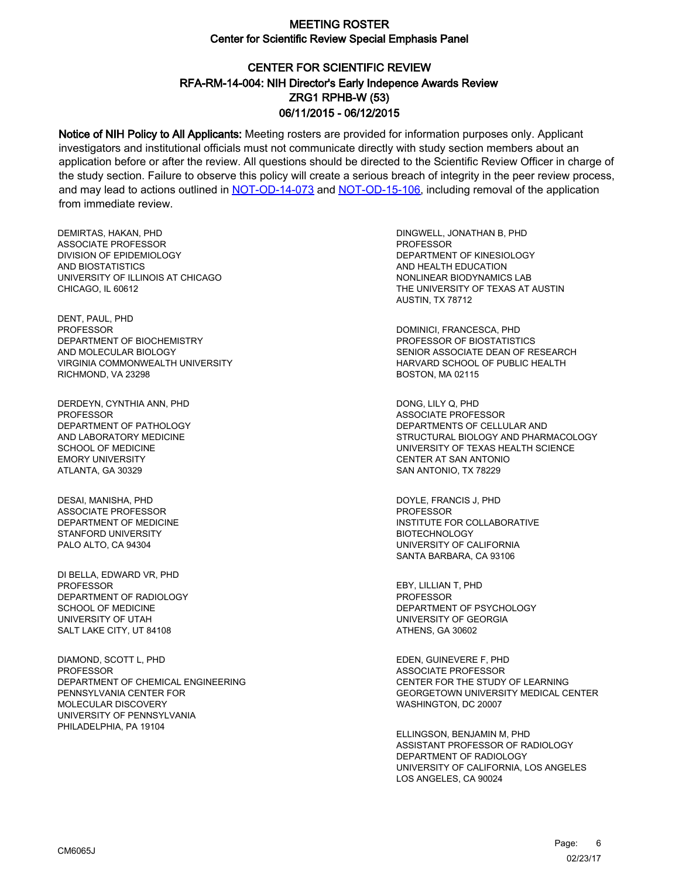# MEETING ROSTER

## Center for Scientific Review Special Emphasis Panel

## CENTER FOR SCIENTIFIC REVIEW
## RFA-RM-14-004: NIH Director's Early Indepence Awards Review
## ZRG1 RPHB-W (53)
## 06/11/2015 - 06/12/2015

**Notice of NIH Policy to All Applicants:** Meeting rosters are provided for information purposes only. Applicant investigators and institutional officials must not communicate directly with study section members about an application before or after the review. All questions should be directed to the Scientific Review Officer in charge of the study section. Failure to observe this policy will create a serious breach of integrity in the peer review process, and may lead to actions outlined in NOT-OD-14-073 and NOT-OD-15-106, including removal of the application from immediate review.

DEMIRTAS, HAKAN, PHD
ASSOCIATE PROFESSOR
DIVISION OF EPIDEMIOLOGY
AND BIOSTATISTICS
UNIVERSITY OF ILLINOIS AT CHICAGO
CHICAGO, IL 60612

DENT, PAUL, PHD
PROFESSOR
DEPARTMENT OF BIOCHEMISTRY
AND MOLECULAR BIOLOGY
VIRGINIA COMMONWEALTH UNIVERSITY
RICHMOND, VA 23298

DERDEYN, CYNTHIA ANN, PHD
PROFESSOR
DEPARTMENT OF PATHOLOGY
AND LABORATORY MEDICINE
SCHOOL OF MEDICINE
EMORY UNIVERSITY
ATLANTA, GA 30329

DESAI, MANISHA, PHD
ASSOCIATE PROFESSOR
DEPARTMENT OF MEDICINE
STANFORD UNIVERSITY
PALO ALTO, CA 94304

DI BELLA, EDWARD VR, PHD
PROFESSOR
DEPARTMENT OF RADIOLOGY
SCHOOL OF MEDICINE
UNIVERSITY OF UTAH
SALT LAKE CITY, UT 84108

DIAMOND, SCOTT L, PHD
PROFESSOR
DEPARTMENT OF CHEMICAL ENGINEERING
PENNSYLVANIA CENTER FOR
MOLECULAR DISCOVERY
UNIVERSITY OF PENNSYLVANIA
PHILADELPHIA, PA 19104

DINGWELL, JONATHAN B, PHD
PROFESSOR
DEPARTMENT OF KINESIOLOGY
AND HEALTH EDUCATION
NONLINEAR BIODYNAMICS LAB
THE UNIVERSITY OF TEXAS AT AUSTIN
AUSTIN, TX 78712

DOMINICI, FRANCESCA, PHD
PROFESSOR OF BIOSTATISTICS
SENIOR ASSOCIATE DEAN OF RESEARCH
HARVARD SCHOOL OF PUBLIC HEALTH
BOSTON, MA 02115

DONG, LILY Q, PHD
ASSOCIATE PROFESSOR
DEPARTMENTS OF CELLULAR AND
STRUCTURAL BIOLOGY AND PHARMACOLOGY
UNIVERSITY OF TEXAS HEALTH SCIENCE
CENTER AT SAN ANTONIO
SAN ANTONIO, TX 78229

DOYLE, FRANCIS J, PHD
PROFESSOR
INSTITUTE FOR COLLABORATIVE
BIOTECHNOLOGY
UNIVERSITY OF CALIFORNIA
SANTA BARBARA, CA 93106

EBY, LILLIAN T, PHD
PROFESSOR
DEPARTMENT OF PSYCHOLOGY
UNIVERSITY OF GEORGIA
ATHENS, GA 30602

EDEN, GUINEVERE F, PHD
ASSOCIATE PROFESSOR
CENTER FOR THE STUDY OF LEARNING
GEORGETOWN UNIVERSITY MEDICAL CENTER
WASHINGTON, DC 20007

ELLINGSON, BENJAMIN M, PHD
ASSISTANT PROFESSOR OF RADIOLOGY
DEPARTMENT OF RADIOLOGY
UNIVERSITY OF CALIFORNIA, LOS ANGELES
LOS ANGELES, CA 90024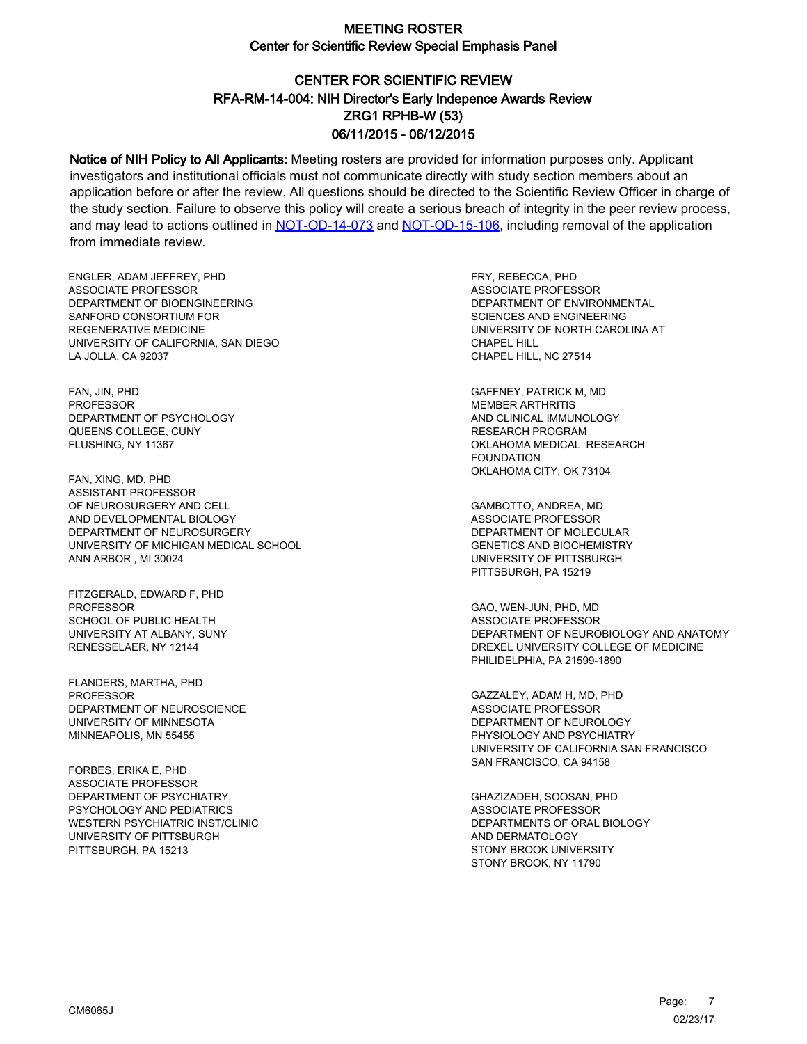# MEETING ROSTER

## Center for Scientific Review Special Emphasis Panel

## CENTER FOR SCIENTIFIC REVIEW
## RFA-RM-14-004: NIH Director's Early Indepence Awards Review
## ZRG1 RPHB-W (53)
## 06/11/2015 - 06/12/2015

**Notice of NIH Policy to All Applicants:** Meeting rosters are provided for information purposes only. Applicant investigators and institutional officials must not communicate directly with study section members about an application before or after the review. All questions should be directed to the Scientific Review Officer in charge of the study section. Failure to observe this policy will create a serious breach of integrity in the peer review process, and may lead to actions outlined in NOT-OD-14-073 and NOT-OD-15-106, including removal of the application from immediate review.

ENGLER, ADAM JEFFREY, PHD
ASSOCIATE PROFESSOR
DEPARTMENT OF BIOENGINEERING
SANFORD CONSORTIUM FOR
REGENERATIVE MEDICINE
UNIVERSITY OF CALIFORNIA, SAN DIEGO
LA JOLLA, CA 92037

FAN, JIN, PHD
PROFESSOR
DEPARTMENT OF PSYCHOLOGY
QUEENS COLLEGE, CUNY
FLUSHING, NY 11367

FAN, XING, MD, PHD
ASSISTANT PROFESSOR
OF NEUROSURGERY AND CELL
AND DEVELOPMENTAL BIOLOGY
DEPARTMENT OF NEUROSURGERY
UNIVERSITY OF MICHIGAN MEDICAL SCHOOL
ANN ARBOR , MI 30024

FITZGERALD, EDWARD F, PHD
PROFESSOR
SCHOOL OF PUBLIC HEALTH
UNIVERSITY AT ALBANY, SUNY
RENESSELAER, NY 12144

FLANDERS, MARTHA, PHD
PROFESSOR
DEPARTMENT OF NEUROSCIENCE
UNIVERSITY OF MINNESOTA
MINNEAPOLIS, MN 55455

FORBES, ERIKA E, PHD
ASSOCIATE PROFESSOR
DEPARTMENT OF PSYCHIATRY,
PSYCHOLOGY AND PEDIATRICS
WESTERN PSYCHIATRIC INST/CLINIC
UNIVERSITY OF PITTSBURGH
PITTSBURGH, PA 15213

FRY, REBECCA, PHD
ASSOCIATE PROFESSOR
DEPARTMENT OF ENVIRONMENTAL
SCIENCES AND ENGINEERING
UNIVERSITY OF NORTH CAROLINA AT
CHAPEL HILL
CHAPEL HILL, NC 27514

GAFFNEY, PATRICK M, MD
MEMBER ARTHRITIS
AND CLINICAL IMMUNOLOGY
RESEARCH PROGRAM
OKLAHOMA MEDICAL RESEARCH
FOUNDATION
OKLAHOMA CITY, OK 73104

GAMBOTTO, ANDREA, MD
ASSOCIATE PROFESSOR
DEPARTMENT OF MOLECULAR
GENETICS AND BIOCHEMISTRY
UNIVERSITY OF PITTSBURGH
PITTSBURGH, PA 15219

GAO, WEN-JUN, PHD, MD
ASSOCIATE PROFESSOR
DEPARTMENT OF NEUROBIOLOGY AND ANATOMY
DREXEL UNIVERSITY COLLEGE OF MEDICINE
PHILIDELPHIA, PA 21599-1890

GAZZALEY, ADAM H, MD, PHD
ASSOCIATE PROFESSOR
DEPARTMENT OF NEUROLOGY
PHYSIOLOGY AND PSYCHIATRY
UNIVERSITY OF CALIFORNIA SAN FRANCISCO
SAN FRANCISCO, CA 94158

GHAZIZADEH, SOOSAN, PHD
ASSOCIATE PROFESSOR
DEPARTMENTS OF ORAL BIOLOGY
AND DERMATOLOGY
STONY BROOK UNIVERSITY
STONY BROOK, NY 11790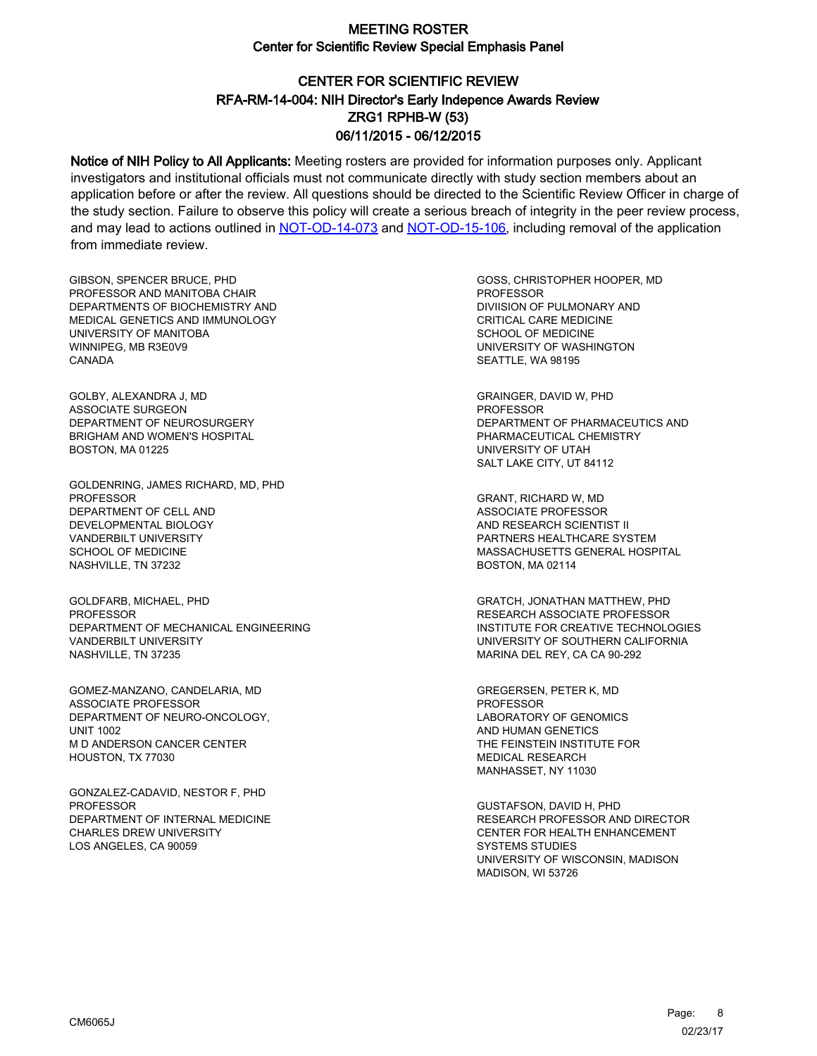# MEETING ROSTER
## Center for Scientific Review Special Emphasis Panel

## CENTER FOR SCIENTIFIC REVIEW
## RFA-RM-14-004: NIH Director's Early Indepence Awards Review
## ZRG1 RPHB-W (53)
## 06/11/2015 - 06/12/2015

**Notice of NIH Policy to All Applicants:** Meeting rosters are provided for information purposes only. Applicant investigators and institutional officials must not communicate directly with study section members about an application before or after the review. All questions should be directed to the Scientific Review Officer in charge of the study section. Failure to observe this policy will create a serious breach of integrity in the peer review process, and may lead to actions outlined in NOT-OD-14-073 and NOT-OD-15-106, including removal of the application from immediate review.

GIBSON, SPENCER BRUCE, PHD
PROFESSOR AND MANITOBA CHAIR
DEPARTMENTS OF BIOCHEMISTRY AND
MEDICAL GENETICS AND IMMUNOLOGY
UNIVERSITY OF MANITOBA
WINNIPEG, MB R3E0V9
CANADA

GOLBY, ALEXANDRA J, MD
ASSOCIATE SURGEON
DEPARTMENT OF NEUROSURGERY
BRIGHAM AND WOMEN'S HOSPITAL
BOSTON, MA 01225

GOLDENRING, JAMES RICHARD, MD, PHD
PROFESSOR
DEPARTMENT OF CELL AND
DEVELOPMENTAL BIOLOGY
VANDERBILT UNIVERSITY
SCHOOL OF MEDICINE
NASHVILLE, TN 37232

GOLDFARB, MICHAEL, PHD
PROFESSOR
DEPARTMENT OF MECHANICAL ENGINEERING
VANDERBILT UNIVERSITY
NASHVILLE, TN 37235

GOMEZ-MANZANO, CANDELARIA, MD
ASSOCIATE PROFESSOR
DEPARTMENT OF NEURO-ONCOLOGY,
UNIT 1002
M D ANDERSON CANCER CENTER
HOUSTON, TX 77030

GONZALEZ-CADAVID, NESTOR F, PHD
PROFESSOR
DEPARTMENT OF INTERNAL MEDICINE
CHARLES DREW UNIVERSITY
LOS ANGELES, CA 90059

GOSS, CHRISTOPHER HOOPER, MD
PROFESSOR
DIVIISION OF PULMONARY AND
CRITICAL CARE MEDICINE
SCHOOL OF MEDICINE
UNIVERSITY OF WASHINGTON
SEATTLE, WA 98195

GRAINGER, DAVID W, PHD
PROFESSOR
DEPARTMENT OF PHARMACEUTICS AND
PHARMACEUTICAL CHEMISTRY
UNIVERSITY OF UTAH
SALT LAKE CITY, UT 84112

GRANT, RICHARD W, MD
ASSOCIATE PROFESSOR
AND RESEARCH SCIENTIST II
PARTNERS HEALTHCARE SYSTEM
MASSACHUSETTS GENERAL HOSPITAL
BOSTON, MA 02114

GRATCH, JONATHAN MATTHEW, PHD
RESEARCH ASSOCIATE PROFESSOR
INSTITUTE FOR CREATIVE TECHNOLOGIES
UNIVERSITY OF SOUTHERN CALIFORNIA
MARINA DEL REY, CA CA 90-292

GREGERSEN, PETER K, MD
PROFESSOR
LABORATORY OF GENOMICS
AND HUMAN GENETICS
THE FEINSTEIN INSTITUTE FOR
MEDICAL RESEARCH
MANHASSET, NY 11030

GUSTAFSON, DAVID H, PHD
RESEARCH PROFESSOR AND DIRECTOR
CENTER FOR HEALTH ENHANCEMENT
SYSTEMS STUDIES
UNIVERSITY OF WISCONSIN, MADISON
MADISON, WI 53726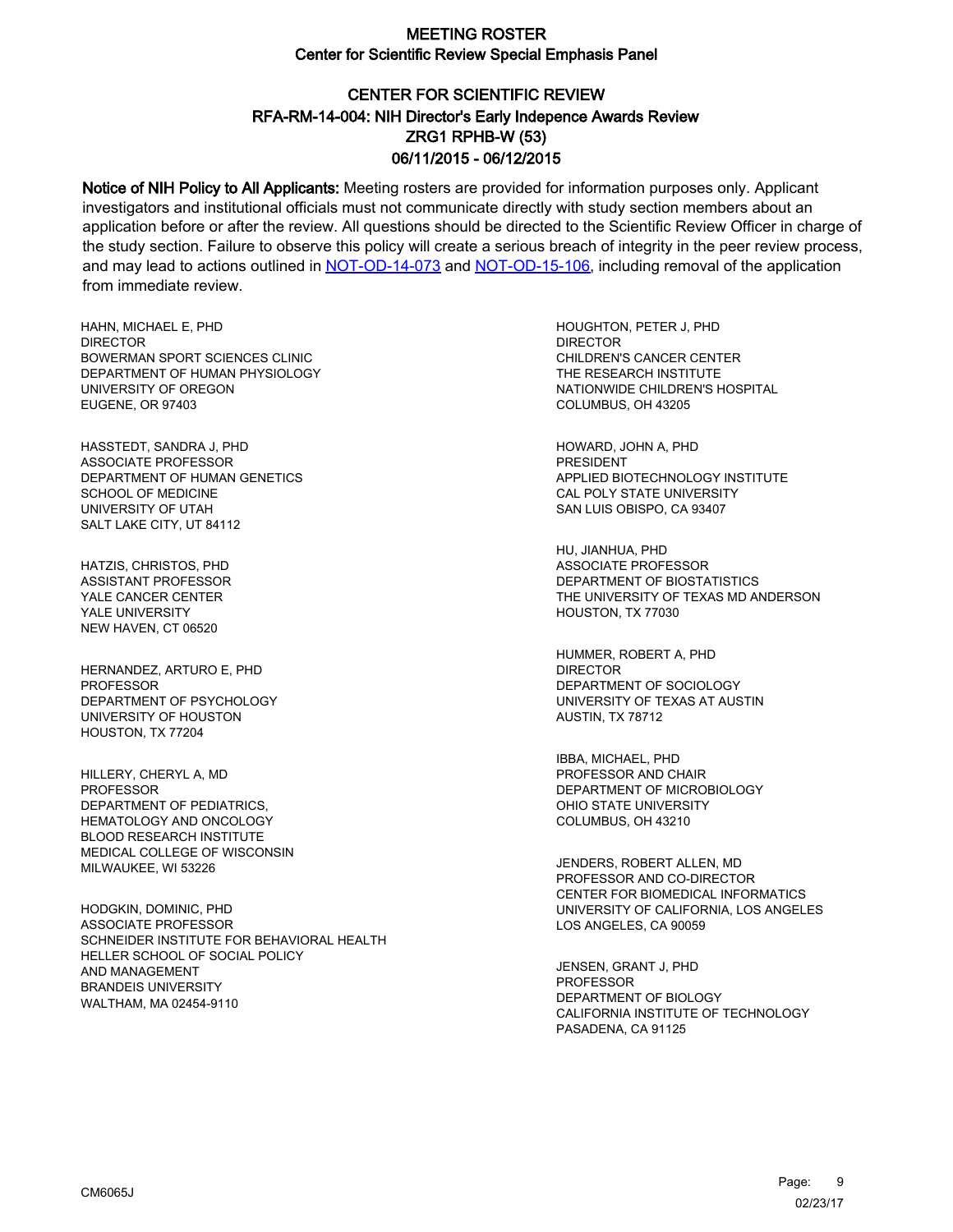# MEETING ROSTER
## Center for Scientific Review Special Emphasis Panel

## CENTER FOR SCIENTIFIC REVIEW
## RFA-RM-14-004: NIH Director's Early Indepence Awards Review
## ZRG1 RPHB-W (53)
## 06/11/2015 - 06/12/2015

**Notice of NIH Policy to All Applicants:** Meeting rosters are provided for information purposes only. Applicant investigators and institutional officials must not communicate directly with study section members about an application before or after the review. All questions should be directed to the Scientific Review Officer in charge of the study section. Failure to observe this policy will create a serious breach of integrity in the peer review process, and may lead to actions outlined in NOT-OD-14-073 and NOT-OD-15-106, including removal of the application from immediate review.

HAHN, MICHAEL E, PHD
DIRECTOR
BOWERMAN SPORT SCIENCES CLINIC
DEPARTMENT OF HUMAN PHYSIOLOGY
UNIVERSITY OF OREGON
EUGENE, OR 97403

HASSTEDT, SANDRA J, PHD
ASSOCIATE PROFESSOR
DEPARTMENT OF HUMAN GENETICS
SCHOOL OF MEDICINE
UNIVERSITY OF UTAH
SALT LAKE CITY, UT 84112

HATZIS, CHRISTOS, PHD
ASSISTANT PROFESSOR
YALE CANCER CENTER
YALE UNIVERSITY
NEW HAVEN, CT 06520

HERNANDEZ, ARTURO E, PHD
PROFESSOR
DEPARTMENT OF PSYCHOLOGY
UNIVERSITY OF HOUSTON
HOUSTON, TX 77204

HILLERY, CHERYL A, MD
PROFESSOR
DEPARTMENT OF PEDIATRICS,
HEMATOLOGY AND ONCOLOGY
BLOOD RESEARCH INSTITUTE
MEDICAL COLLEGE OF WISCONSIN
MILWAUKEE, WI 53226

HODGKIN, DOMINIC, PHD
ASSOCIATE PROFESSOR
SCHNEIDER INSTITUTE FOR BEHAVIORAL HEALTH
HELLER SCHOOL OF SOCIAL POLICY
AND MANAGEMENT
BRANDEIS UNIVERSITY
WALTHAM, MA 02454-9110

HOUGHTON, PETER J, PHD
DIRECTOR
CHILDREN'S CANCER CENTER
THE RESEARCH INSTITUTE
NATIONWIDE CHILDREN'S HOSPITAL
COLUMBUS, OH 43205

HOWARD, JOHN A, PHD
PRESIDENT
APPLIED BIOTECHNOLOGY INSTITUTE
CAL POLY STATE UNIVERSITY
SAN LUIS OBISPO, CA 93407

HU, JIANHUA, PHD
ASSOCIATE PROFESSOR
DEPARTMENT OF BIOSTATISTICS
THE UNIVERSITY OF TEXAS MD ANDERSON
HOUSTON, TX 77030

HUMMER, ROBERT A, PHD
DIRECTOR
DEPARTMENT OF SOCIOLOGY
UNIVERSITY OF TEXAS AT AUSTIN
AUSTIN, TX 78712

IBBA, MICHAEL, PHD
PROFESSOR AND CHAIR
DEPARTMENT OF MICROBIOLOGY
OHIO STATE UNIVERSITY
COLUMBUS, OH 43210

JENDERS, ROBERT ALLEN, MD
PROFESSOR AND CO-DIRECTOR
CENTER FOR BIOMEDICAL INFORMATICS
UNIVERSITY OF CALIFORNIA, LOS ANGELES
LOS ANGELES, CA 90059

JENSEN, GRANT J, PHD
PROFESSOR
DEPARTMENT OF BIOLOGY
CALIFORNIA INSTITUTE OF TECHNOLOGY
PASADENA, CA 91125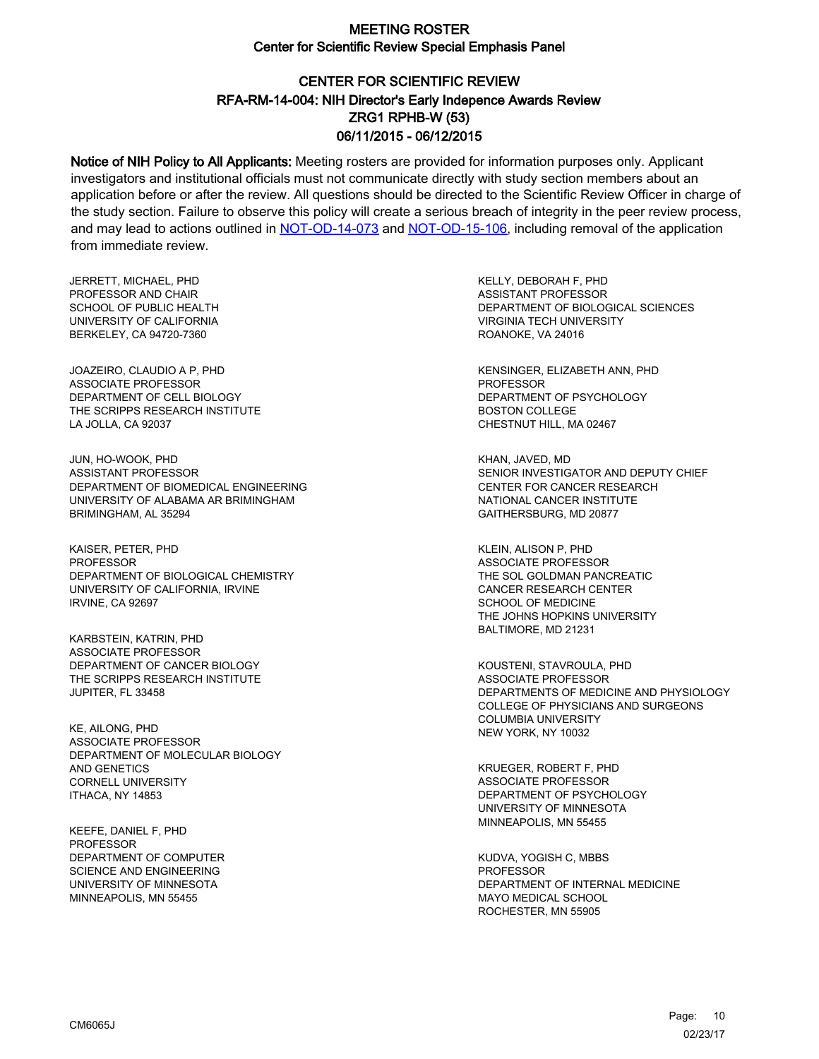# MEETING ROSTER
## Center for Scientific Review Special Emphasis Panel

## CENTER FOR SCIENTIFIC REVIEW
## RFA-RM-14-004: NIH Director's Early Indepence Awards Review
## ZRG1 RPHB-W (53)
## 06/11/2015 - 06/12/2015

**Notice of NIH Policy to All Applicants:** Meeting rosters are provided for information purposes only. Applicant investigators and institutional officials must not communicate directly with study section members about an application before or after the review. All questions should be directed to the Scientific Review Officer in charge of the study section. Failure to observe this policy will create a serious breach of integrity in the peer review process, and may lead to actions outlined in NOT-OD-14-073 and NOT-OD-15-106, including removal of the application from immediate review.

JERRETT, MICHAEL, PHD
PROFESSOR AND CHAIR
SCHOOL OF PUBLIC HEALTH
UNIVERSITY OF CALIFORNIA
BERKELEY, CA 94720-7360

JOAZEIRO, CLAUDIO A P, PHD
ASSOCIATE PROFESSOR
DEPARTMENT OF CELL BIOLOGY
THE SCRIPPS RESEARCH INSTITUTE
LA JOLLA, CA 92037

JUN, HO-WOOK, PHD
ASSISTANT PROFESSOR
DEPARTMENT OF BIOMEDICAL ENGINEERING
UNIVERSITY OF ALABAMA AR BRIMINGHAM
BRIMINGHAM, AL 35294

KAISER, PETER, PHD
PROFESSOR
DEPARTMENT OF BIOLOGICAL CHEMISTRY
UNIVERSITY OF CALIFORNIA, IRVINE
IRVINE, CA 92697

KARBSTEIN, KATRIN, PHD
ASSOCIATE PROFESSOR
DEPARTMENT OF CANCER BIOLOGY
THE SCRIPPS RESEARCH INSTITUTE
JUPITER, FL 33458

KE, AILONG, PHD
ASSOCIATE PROFESSOR
DEPARTMENT OF MOLECULAR BIOLOGY
AND GENETICS
CORNELL UNIVERSITY
ITHACA, NY 14853

KEEFE, DANIEL F, PHD
PROFESSOR
DEPARTMENT OF COMPUTER
SCIENCE AND ENGINEERING
UNIVERSITY OF MINNESOTA
MINNEAPOLIS, MN 55455

KELLY, DEBORAH F, PHD
ASSISTANT PROFESSOR
DEPARTMENT OF BIOLOGICAL SCIENCES
VIRGINIA TECH UNIVERSITY
ROANOKE, VA 24016

KENSINGER, ELIZABETH ANN, PHD
PROFESSOR
DEPARTMENT OF PSYCHOLOGY
BOSTON COLLEGE
CHESTNUT HILL, MA 02467

KHAN, JAVED, MD
SENIOR INVESTIGATOR AND DEPUTY CHIEF
CENTER FOR CANCER RESEARCH
NATIONAL CANCER INSTITUTE
GAITHERSBURG, MD 20877

KLEIN, ALISON P, PHD
ASSOCIATE PROFESSOR
THE SOL GOLDMAN PANCREATIC
CANCER RESEARCH CENTER
SCHOOL OF MEDICINE
THE JOHNS HOPKINS UNIVERSITY
BALTIMORE, MD 21231

KOUSTENI, STAVROULA, PHD
ASSOCIATE PROFESSOR
DEPARTMENTS OF MEDICINE AND PHYSIOLOGY
COLLEGE OF PHYSICIANS AND SURGEONS
COLUMBIA UNIVERSITY
NEW YORK, NY 10032

KRUEGER, ROBERT F, PHD
ASSOCIATE PROFESSOR
DEPARTMENT OF PSYCHOLOGY
UNIVERSITY OF MINNESOTA
MINNEAPOLIS, MN 55455

KUDVA, YOGISH C, MBBS
PROFESSOR
DEPARTMENT OF INTERNAL MEDICINE
MAYO MEDICAL SCHOOL
ROCHESTER, MN 55905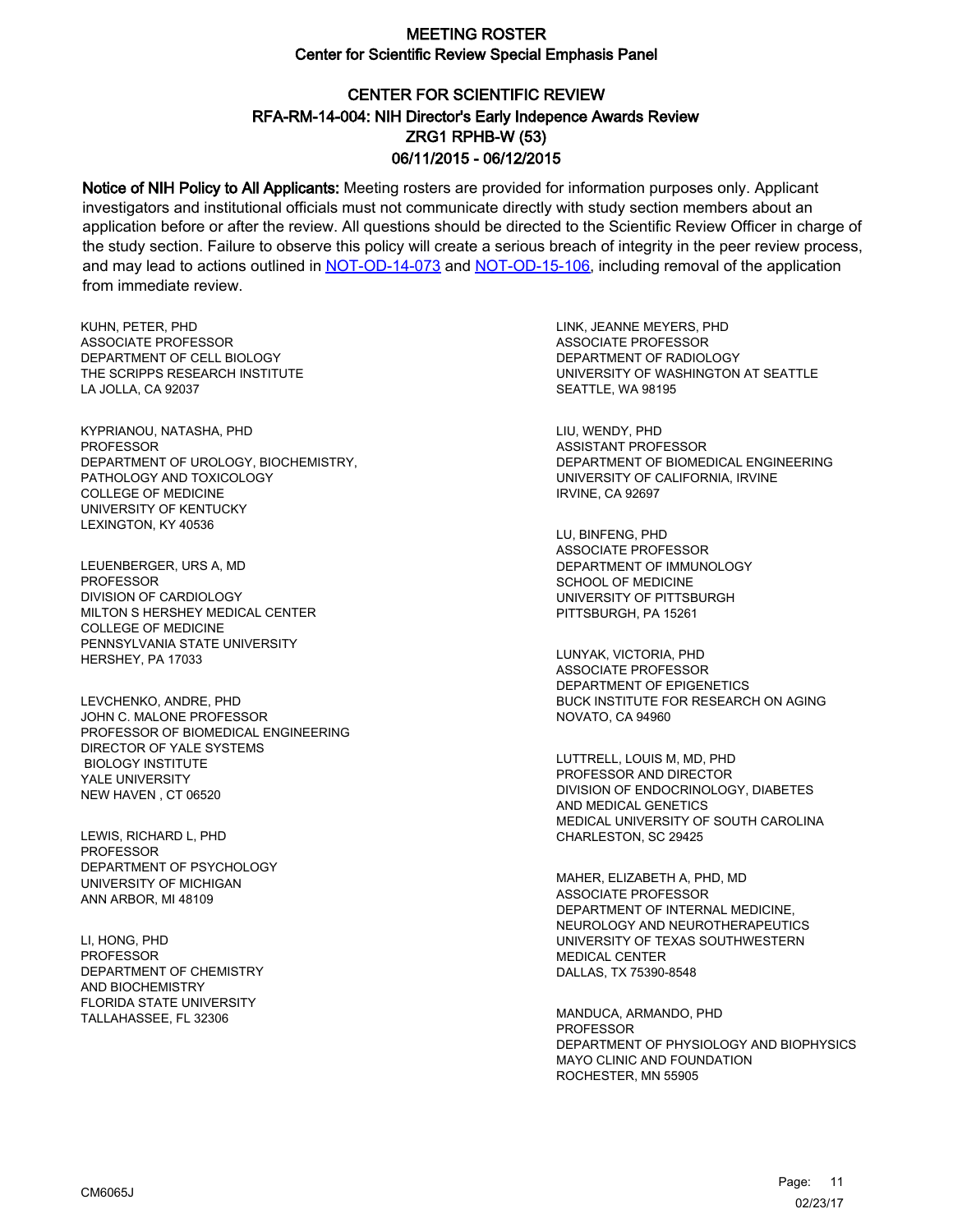# MEETING ROSTER
## Center for Scientific Review Special Emphasis Panel

## CENTER FOR SCIENTIFIC REVIEW
## RFA-RM-14-004: NIH Director's Early Indepence Awards Review
## ZRG1 RPHB-W (53)
## 06/11/2015 - 06/12/2015

**Notice of NIH Policy to All Applicants:** Meeting rosters are provided for information purposes only. Applicant investigators and institutional officials must not communicate directly with study section members about an application before or after the review. All questions should be directed to the Scientific Review Officer in charge of the study section. Failure to observe this policy will create a serious breach of integrity in the peer review process, and may lead to actions outlined in NOT-OD-14-073 and NOT-OD-15-106, including removal of the application from immediate review.

KUHN, PETER, PHD
ASSOCIATE PROFESSOR
DEPARTMENT OF CELL BIOLOGY
THE SCRIPPS RESEARCH INSTITUTE
LA JOLLA, CA 92037

KYPRIANOU, NATASHA, PHD
PROFESSOR
DEPARTMENT OF UROLOGY, BIOCHEMISTRY, PATHOLOGY AND TOXICOLOGY
COLLEGE OF MEDICINE
UNIVERSITY OF KENTUCKY
LEXINGTON, KY 40536

LEUENBERGER, URS A, MD
PROFESSOR
DIVISION OF CARDIOLOGY
MILTON S HERSHEY MEDICAL CENTER
COLLEGE OF MEDICINE
PENNSYLVANIA STATE UNIVERSITY
HERSHEY, PA 17033

LEVCHENKO, ANDRE, PHD
JOHN C. MALONE PROFESSOR
PROFESSOR OF BIOMEDICAL ENGINEERING
DIRECTOR OF YALE SYSTEMS
BIOLOGY INSTITUTE
YALE UNIVERSITY
NEW HAVEN , CT 06520

LEWIS, RICHARD L, PHD
PROFESSOR
DEPARTMENT OF PSYCHOLOGY
UNIVERSITY OF MICHIGAN
ANN ARBOR, MI 48109

LI, HONG, PHD
PROFESSOR
DEPARTMENT OF CHEMISTRY
AND BIOCHEMISTRY
FLORIDA STATE UNIVERSITY
TALLAHASSEE, FL 32306

LINK, JEANNE MEYERS, PHD
ASSOCIATE PROFESSOR
DEPARTMENT OF RADIOLOGY
UNIVERSITY OF WASHINGTON AT SEATTLE
SEATTLE, WA 98195

LIU, WENDY, PHD
ASSISTANT PROFESSOR
DEPARTMENT OF BIOMEDICAL ENGINEERING
UNIVERSITY OF CALIFORNIA, IRVINE
IRVINE, CA 92697

LU, BINFENG, PHD
ASSOCIATE PROFESSOR
DEPARTMENT OF IMMUNOLOGY
SCHOOL OF MEDICINE
UNIVERSITY OF PITTSBURGH
PITTSBURGH, PA 15261

LUNYAK, VICTORIA, PHD
ASSOCIATE PROFESSOR
DEPARTMENT OF EPIGENETICS
BUCK INSTITUTE FOR RESEARCH ON AGING
NOVATO, CA 94960

LUTTRELL, LOUIS M, MD, PHD
PROFESSOR AND DIRECTOR
DIVISION OF ENDOCRINOLOGY, DIABETES
AND MEDICAL GENETICS
MEDICAL UNIVERSITY OF SOUTH CAROLINA
CHARLESTON, SC 29425

MAHER, ELIZABETH A, PHD, MD
ASSOCIATE PROFESSOR
DEPARTMENT OF INTERNAL MEDICINE,
NEUROLOGY AND NEUROTHERAPEUTICS
UNIVERSITY OF TEXAS SOUTHWESTERN
MEDICAL CENTER
DALLAS, TX 75390-8548

MANDUCA, ARMANDO, PHD
PROFESSOR
DEPARTMENT OF PHYSIOLOGY AND BIOPHYSICS
MAYO CLINIC AND FOUNDATION
ROCHESTER, MN 55905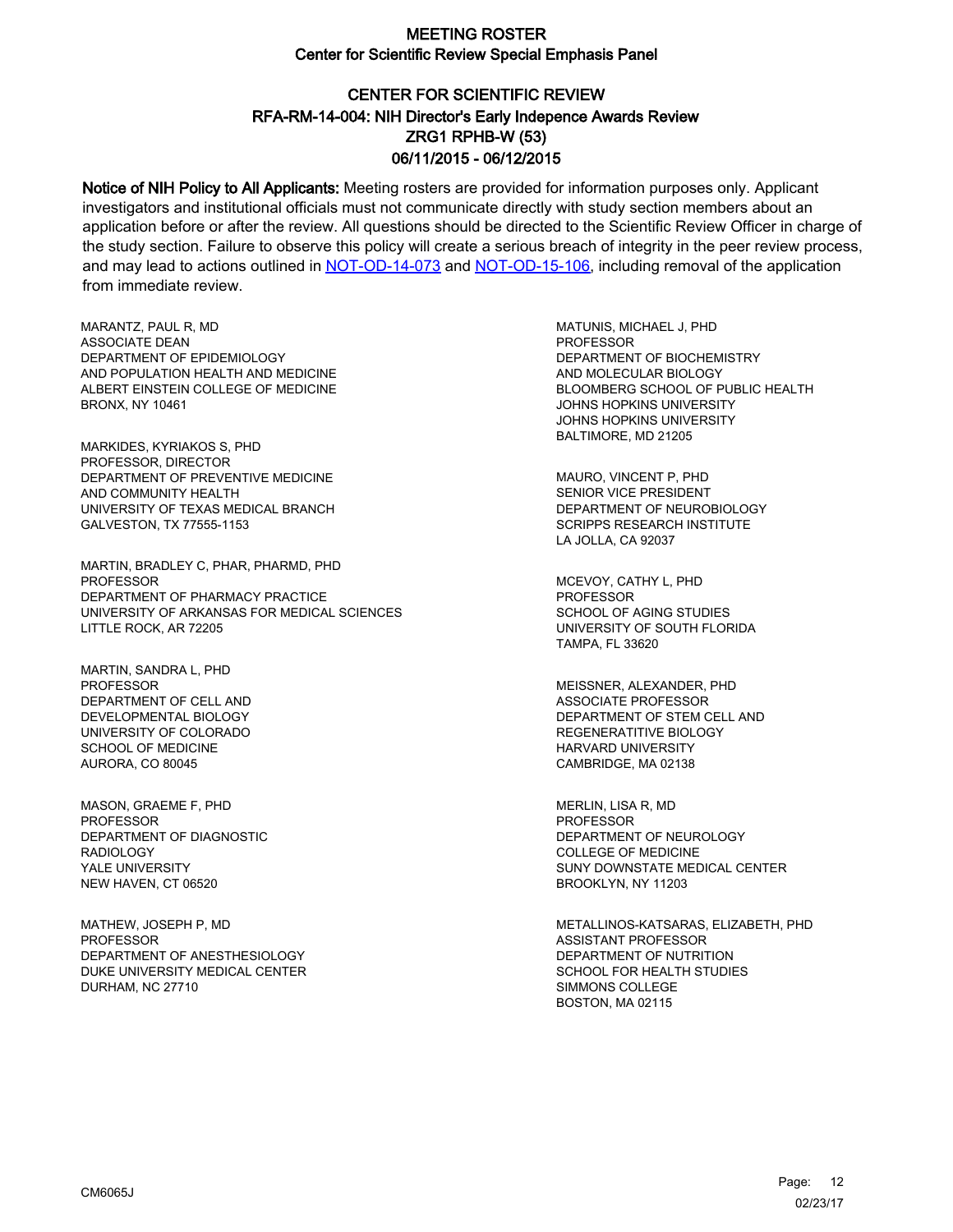# MEETING ROSTER

## Center for Scientific Review Special Emphasis Panel

## CENTER FOR SCIENTIFIC REVIEW
## RFA-RM-14-004: NIH Director's Early Indepence Awards Review
## ZRG1 RPHB-W (53)
## 06/11/2015 - 06/12/2015

**Notice of NIH Policy to All Applicants:** Meeting rosters are provided for information purposes only. Applicant investigators and institutional officials must not communicate directly with study section members about an application before or after the review. All questions should be directed to the Scientific Review Officer in charge of the study section. Failure to observe this policy will create a serious breach of integrity in the peer review process, and may lead to actions outlined in NOT-OD-14-073 and NOT-OD-15-106, including removal of the application from immediate review.

MARANTZ, PAUL R, MD
ASSOCIATE DEAN
DEPARTMENT OF EPIDEMIOLOGY
AND POPULATION HEALTH AND MEDICINE
ALBERT EINSTEIN COLLEGE OF MEDICINE
BRONX, NY 10461

MARKIDES, KYRIAKOS S, PHD
PROFESSOR, DIRECTOR
DEPARTMENT OF PREVENTIVE MEDICINE
AND COMMUNITY HEALTH
UNIVERSITY OF TEXAS MEDICAL BRANCH
GALVESTON, TX 77555-1153

MARTIN, BRADLEY C, PHAR, PHARMD, PHD
PROFESSOR
DEPARTMENT OF PHARMACY PRACTICE
UNIVERSITY OF ARKANSAS FOR MEDICAL SCIENCES
LITTLE ROCK, AR 72205

MARTIN, SANDRA L, PHD
PROFESSOR
DEPARTMENT OF CELL AND
DEVELOPMENTAL BIOLOGY
UNIVERSITY OF COLORADO
SCHOOL OF MEDICINE
AURORA, CO 80045

MASON, GRAEME F, PHD
PROFESSOR
DEPARTMENT OF DIAGNOSTIC
RADIOLOGY
YALE UNIVERSITY
NEW HAVEN, CT 06520

MATHEW, JOSEPH P, MD
PROFESSOR
DEPARTMENT OF ANESTHESIOLOGY
DUKE UNIVERSITY MEDICAL CENTER
DURHAM, NC 27710

MATUNIS, MICHAEL J, PHD
PROFESSOR
DEPARTMENT OF BIOCHEMISTRY
AND MOLECULAR BIOLOGY
BLOOMBERG SCHOOL OF PUBLIC HEALTH
JOHNS HOPKINS UNIVERSITY
JOHNS HOPKINS UNIVERSITY
BALTIMORE, MD 21205

MAURO, VINCENT P, PHD
SENIOR VICE PRESIDENT
DEPARTMENT OF NEUROBIOLOGY
SCRIPPS RESEARCH INSTITUTE
LA JOLLA, CA 92037

MCEVOY, CATHY L, PHD
PROFESSOR
SCHOOL OF AGING STUDIES
UNIVERSITY OF SOUTH FLORIDA
TAMPA, FL 33620

MEISSNER, ALEXANDER, PHD
ASSOCIATE PROFESSOR
DEPARTMENT OF STEM CELL AND
REGENERATITIVE BIOLOGY
HARVARD UNIVERSITY
CAMBRIDGE, MA 02138

MERLIN, LISA R, MD
PROFESSOR
DEPARTMENT OF NEUROLOGY
COLLEGE OF MEDICINE
SUNY DOWNSTATE MEDICAL CENTER
BROOKLYN, NY 11203

METALLINOS-KATSARAS, ELIZABETH, PHD
ASSISTANT PROFESSOR
DEPARTMENT OF NUTRITION
SCHOOL FOR HEALTH STUDIES
SIMMONS COLLEGE
BOSTON, MA 02115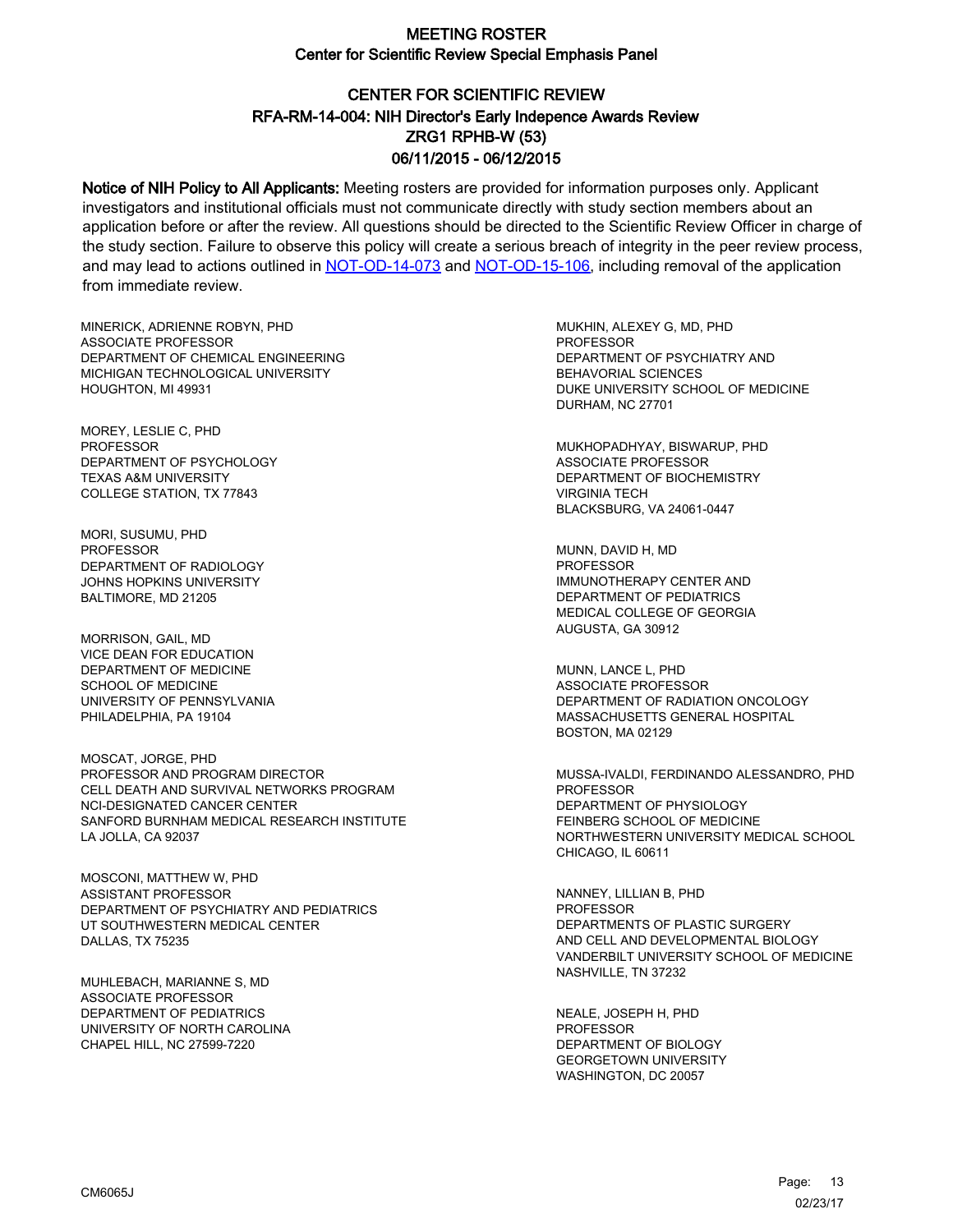# MEETING ROSTER
## Center for Scientific Review Special Emphasis Panel

### CENTER FOR SCIENTIFIC REVIEW
### RFA-RM-14-004: NIH Director's Early Indepence Awards Review
### ZRG1 RPHB-W (53)
### 06/11/2015 - 06/12/2015

**Notice of NIH Policy to All Applicants:** Meeting rosters are provided for information purposes only. Applicant investigators and institutional officials must not communicate directly with study section members about an application before or after the review. All questions should be directed to the Scientific Review Officer in charge of the study section. Failure to observe this policy will create a serious breach of integrity in the peer review process, and may lead to actions outlined in NOT-OD-14-073 and NOT-OD-15-106, including removal of the application from immediate review.

MINERICK, ADRIENNE ROBYN, PHD
ASSOCIATE PROFESSOR
DEPARTMENT OF CHEMICAL ENGINEERING
MICHIGAN TECHNOLOGICAL UNIVERSITY
HOUGHTON, MI 49931

MOREY, LESLIE C, PHD
PROFESSOR
DEPARTMENT OF PSYCHOLOGY
TEXAS A&M UNIVERSITY
COLLEGE STATION, TX 77843

MORI, SUSUMU, PHD
PROFESSOR
DEPARTMENT OF RADIOLOGY
JOHNS HOPKINS UNIVERSITY
BALTIMORE, MD 21205

MORRISON, GAIL, MD
VICE DEAN FOR EDUCATION
DEPARTMENT OF MEDICINE
SCHOOL OF MEDICINE
UNIVERSITY OF PENNSYLVANIA
PHILADELPHIA, PA 19104

MOSCAT, JORGE, PHD
PROFESSOR AND PROGRAM DIRECTOR
CELL DEATH AND SURVIVAL NETWORKS PROGRAM
NCI-DESIGNATED CANCER CENTER
SANFORD BURNHAM MEDICAL RESEARCH INSTITUTE
LA JOLLA, CA 92037

MOSCONI, MATTHEW W, PHD
ASSISTANT PROFESSOR
DEPARTMENT OF PSYCHIATRY AND PEDIATRICS
UT SOUTHWESTERN MEDICAL CENTER
DALLAS, TX 75235

MUHLEBACH, MARIANNE S, MD
ASSOCIATE PROFESSOR
DEPARTMENT OF PEDIATRICS
UNIVERSITY OF NORTH CAROLINA
CHAPEL HILL, NC 27599-7220

MUKHIN, ALEXEY G, MD, PHD
PROFESSOR
DEPARTMENT OF PSYCHIATRY AND
BEHAVORIAL SCIENCES
DUKE UNIVERSITY SCHOOL OF MEDICINE
DURHAM, NC 27701

MUKHOPADHYAY, BISWARUP, PHD
ASSOCIATE PROFESSOR
DEPARTMENT OF BIOCHEMISTRY
VIRGINIA TECH
BLACKSBURG, VA 24061-0447

MUNN, DAVID H, MD
PROFESSOR
IMMUNOTHERAPY CENTER AND
DEPARTMENT OF PEDIATRICS
MEDICAL COLLEGE OF GEORGIA
AUGUSTA, GA 30912

MUNN, LANCE L, PHD
ASSOCIATE PROFESSOR
DEPARTMENT OF RADIATION ONCOLOGY
MASSACHUSETTS GENERAL HOSPITAL
BOSTON, MA 02129

MUSSA-IVALDI, FERDINANDO ALESSANDRO, PHD
PROFESSOR
DEPARTMENT OF PHYSIOLOGY
FEINBERG SCHOOL OF MEDICINE
NORTHWESTERN UNIVERSITY MEDICAL SCHOOL
CHICAGO, IL 60611

NANNEY, LILLIAN B, PHD
PROFESSOR
DEPARTMENTS OF PLASTIC SURGERY
AND CELL AND DEVELOPMENTAL BIOLOGY
VANDERBILT UNIVERSITY SCHOOL OF MEDICINE
NASHVILLE, TN 37232

NEALE, JOSEPH H, PHD
PROFESSOR
DEPARTMENT OF BIOLOGY
GEORGETOWN UNIVERSITY
WASHINGTON, DC 20057

CM6065J

02/23/17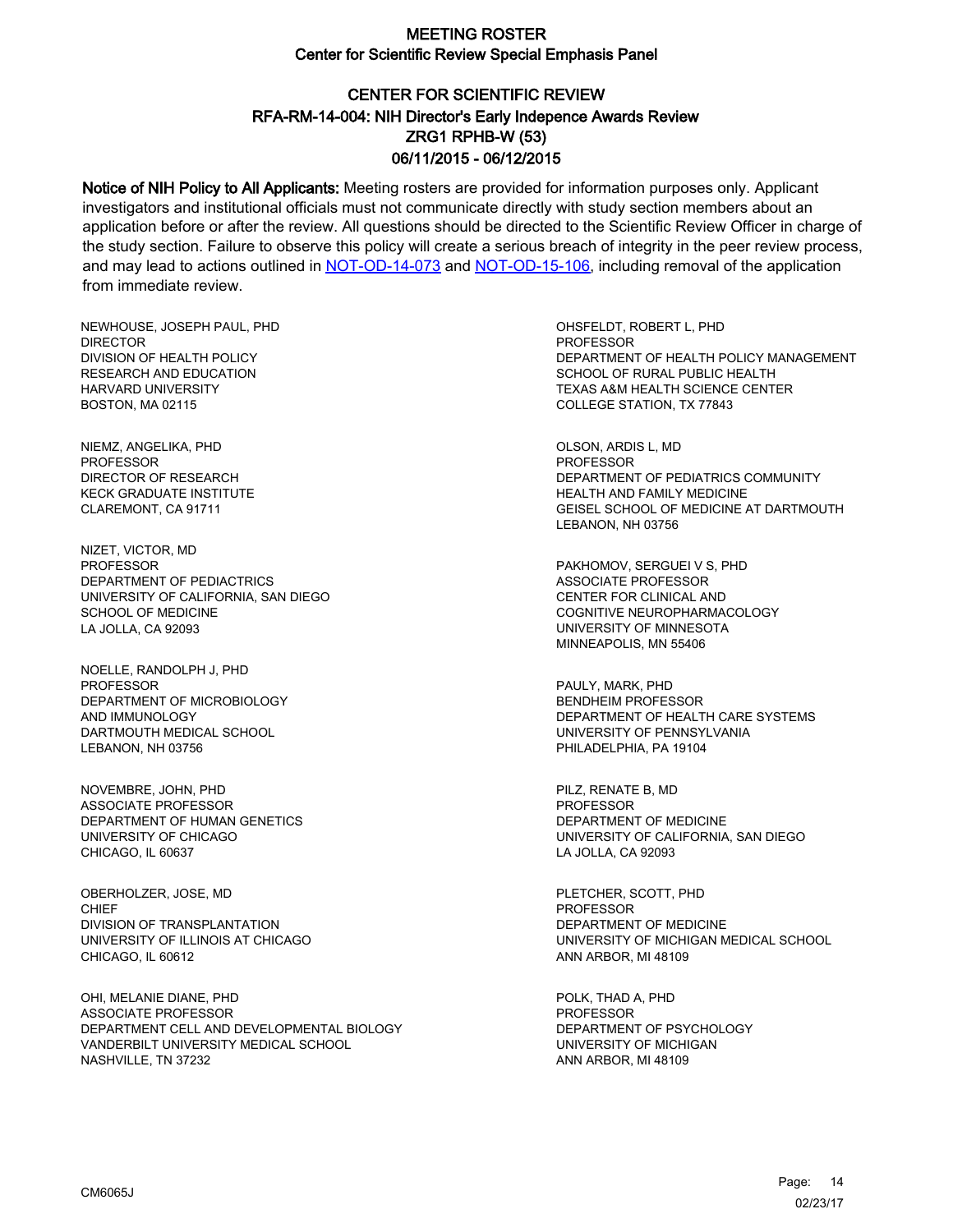# MEETING ROSTER
## Center for Scientific Review Special Emphasis Panel

## CENTER FOR SCIENTIFIC REVIEW
## RFA-RM-14-004: NIH Director's Early Indepence Awards Review
## ZRG1 RPHB-W (53)
## 06/11/2015 - 06/12/2015

**Notice of NIH Policy to All Applicants:** Meeting rosters are provided for information purposes only. Applicant investigators and institutional officials must not communicate directly with study section members about an application before or after the review. All questions should be directed to the Scientific Review Officer in charge of the study section. Failure to observe this policy will create a serious breach of integrity in the peer review process, and may lead to actions outlined in NOT-OD-14-073 and NOT-OD-15-106, including removal of the application from immediate review.

NEWHOUSE, JOSEPH PAUL, PHD
DIRECTOR
DIVISION OF HEALTH POLICY
RESEARCH AND EDUCATION
HARVARD UNIVERSITY
BOSTON, MA 02115

NIEMZ, ANGELIKA, PHD
PROFESSOR
DIRECTOR OF RESEARCH
KECK GRADUATE INSTITUTE
CLAREMONT, CA 91711

NIZET, VICTOR, MD
PROFESSOR
DEPARTMENT OF PEDIACTRICS
UNIVERSITY OF CALIFORNIA, SAN DIEGO
SCHOOL OF MEDICINE
LA JOLLA, CA 92093

NOELLE, RANDOLPH J, PHD
PROFESSOR
DEPARTMENT OF MICROBIOLOGY
AND IMMUNOLOGY
DARTMOUTH MEDICAL SCHOOL
LEBANON, NH 03756

NOVEMBRE, JOHN, PHD
ASSOCIATE PROFESSOR
DEPARTMENT OF HUMAN GENETICS
UNIVERSITY OF CHICAGO
CHICAGO, IL 60637

OBERHOLZER, JOSE, MD
CHIEF
DIVISION OF TRANSPLANTATION
UNIVERSITY OF ILLINOIS AT CHICAGO
CHICAGO, IL 60612

OHI, MELANIE DIANE, PHD
ASSOCIATE PROFESSOR
DEPARTMENT CELL AND DEVELOPMENTAL BIOLOGY
VANDERBILT UNIVERSITY MEDICAL SCHOOL
NASHVILLE, TN 37232

OHSFELDT, ROBERT L, PHD
PROFESSOR
DEPARTMENT OF HEALTH POLICY MANAGEMENT
SCHOOL OF RURAL PUBLIC HEALTH
TEXAS A&M HEALTH SCIENCE CENTER
COLLEGE STATION, TX 77843

OLSON, ARDIS L, MD
PROFESSOR
DEPARTMENT OF PEDIATRICS COMMUNITY
HEALTH AND FAMILY MEDICINE
GEISEL SCHOOL OF MEDICINE AT DARTMOUTH
LEBANON, NH 03756

PAKHOMOV, SERGUEI V S, PHD
ASSOCIATE PROFESSOR
CENTER FOR CLINICAL AND
COGNITIVE NEUROPHARMACOLOGY
UNIVERSITY OF MINNESOTA
MINNEAPOLIS, MN 55406

PAULY, MARK, PHD
BENDHEIM PROFESSOR
DEPARTMENT OF HEALTH CARE SYSTEMS
UNIVERSITY OF PENNSYLVANIA
PHILADELPHIA, PA 19104

PILZ, RENATE B, MD
PROFESSOR
DEPARTMENT OF MEDICINE
UNIVERSITY OF CALIFORNIA, SAN DIEGO
LA JOLLA, CA 92093

PLETCHER, SCOTT, PHD
PROFESSOR
DEPARTMENT OF MEDICINE
UNIVERSITY OF MICHIGAN MEDICAL SCHOOL
ANN ARBOR, MI 48109

POLK, THAD A, PHD
PROFESSOR
DEPARTMENT OF PSYCHOLOGY
UNIVERSITY OF MICHIGAN
ANN ARBOR, MI 48109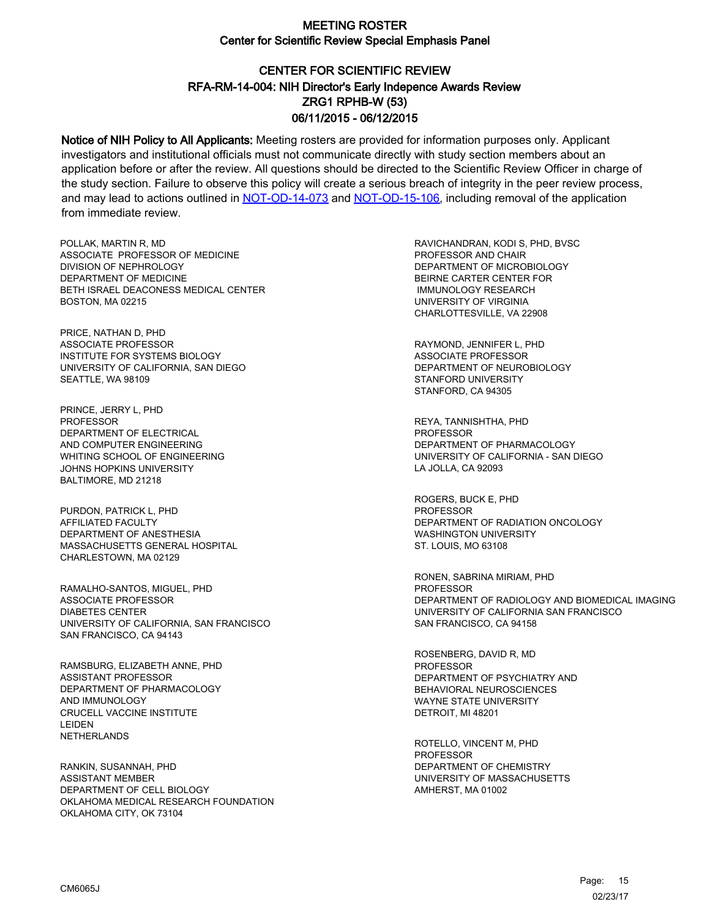# MEETING ROSTER

## Center for Scientific Review Special Emphasis Panel

## CENTER FOR SCIENTIFIC REVIEW
## RFA-RM-14-004: NIH Director's Early Indepence Awards Review
## ZRG1 RPHB-W (53)
## 06/11/2015 - 06/12/2015

**Notice of NIH Policy to All Applicants:** Meeting rosters are provided for information purposes only. Applicant investigators and institutional officials must not communicate directly with study section members about an application before or after the review. All questions should be directed to the Scientific Review Officer in charge of the study section. Failure to observe this policy will create a serious breach of integrity in the peer review process, and may lead to actions outlined in NOT-OD-14-073 and NOT-OD-15-106, including removal of the application from immediate review.

POLLAK, MARTIN R, MD
ASSOCIATE PROFESSOR OF MEDICINE
DIVISION OF NEPHROLOGY
DEPARTMENT OF MEDICINE
BETH ISRAEL DEACONESS MEDICAL CENTER
BOSTON, MA 02215

PRICE, NATHAN D, PHD
ASSOCIATE PROFESSOR
INSTITUTE FOR SYSTEMS BIOLOGY
UNIVERSITY OF CALIFORNIA, SAN DIEGO
SEATTLE, WA 98109

PRINCE, JERRY L, PHD
PROFESSOR
DEPARTMENT OF ELECTRICAL
AND COMPUTER ENGINEERING
WHITING SCHOOL OF ENGINEERING
JOHNS HOPKINS UNIVERSITY
BALTIMORE, MD 21218

PURDON, PATRICK L, PHD
AFFILIATED FACULTY
DEPARTMENT OF ANESTHESIA
MASSACHUSETTS GENERAL HOSPITAL
CHARLESTOWN, MA 02129

RAMALHO-SANTOS, MIGUEL, PHD
ASSOCIATE PROFESSOR
DIABETES CENTER
UNIVERSITY OF CALIFORNIA, SAN FRANCISCO
SAN FRANCISCO, CA 94143

RAMSBURG, ELIZABETH ANNE, PHD
ASSISTANT PROFESSOR
DEPARTMENT OF PHARMACOLOGY
AND IMMUNOLOGY
CRUCELL VACCINE INSTITUTE
LEIDEN
NETHERLANDS

RANKIN, SUSANNAH, PHD
ASSISTANT MEMBER
DEPARTMENT OF CELL BIOLOGY
OKLAHOMA MEDICAL RESEARCH FOUNDATION
OKLAHOMA CITY, OK 73104

RAVICHANDRAN, KODI S, PHD, BVSC
PROFESSOR AND CHAIR
DEPARTMENT OF MICROBIOLOGY
BEIRNE CARTER CENTER FOR
IMMUNOLOGY RESEARCH
UNIVERSITY OF VIRGINIA
CHARLOTTESVILLE, VA 22908

RAYMOND, JENNIFER L, PHD
ASSOCIATE PROFESSOR
DEPARTMENT OF NEUROBIOLOGY
STANFORD UNIVERSITY
STANFORD, CA 94305

REYA, TANNISHTHA, PHD
PROFESSOR
DEPARTMENT OF PHARMACOLOGY
UNIVERSITY OF CALIFORNIA - SAN DIEGO
LA JOLLA, CA 92093

ROGERS, BUCK E, PHD
PROFESSOR
DEPARTMENT OF RADIATION ONCOLOGY
WASHINGTON UNIVERSITY
ST. LOUIS, MO 63108

RONEN, SABRINA MIRIAM, PHD
PROFESSOR
DEPARTMENT OF RADIOLOGY AND BIOMEDICAL IMAGING
UNIVERSITY OF CALIFORNIA SAN FRANCISCO
SAN FRANCISCO, CA 94158

ROSENBERG, DAVID R, MD
PROFESSOR
DEPARTMENT OF PSYCHIATRY AND
BEHAVIORAL NEUROSCIENCES
WAYNE STATE UNIVERSITY
DETROIT, MI 48201

ROTELLO, VINCENT M, PHD
PROFESSOR
DEPARTMENT OF CHEMISTRY
UNIVERSITY OF MASSACHUSETTS
AMHERST, MA 01002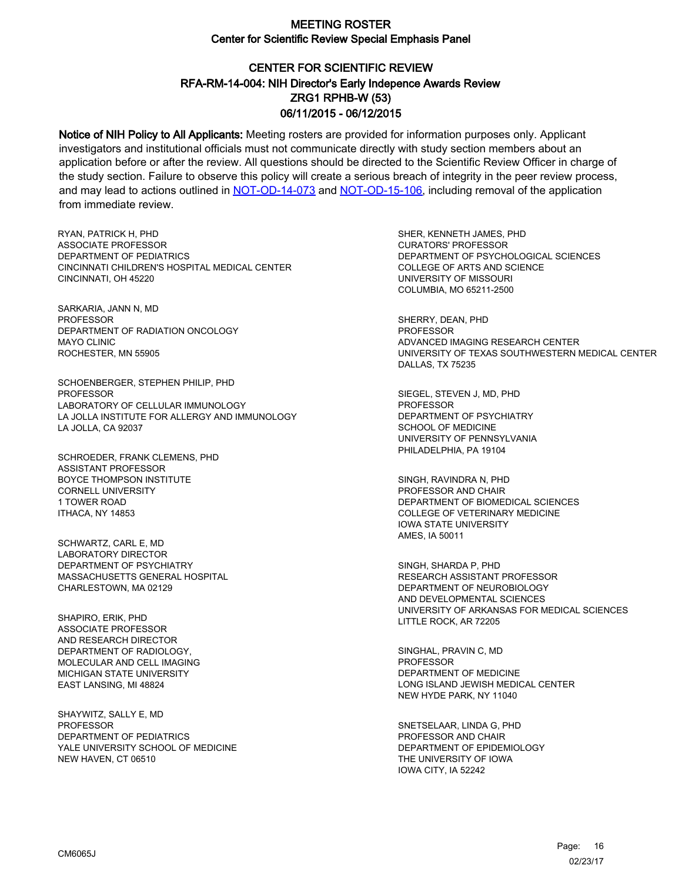# MEETING ROSTER

## Center for Scientific Review Special Emphasis Panel

## CENTER FOR SCIENTIFIC REVIEW
## RFA-RM-14-004: NIH Director's Early Indepence Awards Review
## ZRG1 RPHB-W (53)
## 06/11/2015 - 06/12/2015

**Notice of NIH Policy to All Applicants:** Meeting rosters are provided for information purposes only. Applicant investigators and institutional officials must not communicate directly with study section members about an application before or after the review. All questions should be directed to the Scientific Review Officer in charge of the study section. Failure to observe this policy will create a serious breach of integrity in the peer review process, and may lead to actions outlined in NOT-OD-14-073 and NOT-OD-15-106, including removal of the application from immediate review.

RYAN, PATRICK H, PHD
ASSOCIATE PROFESSOR
DEPARTMENT OF PEDIATRICS
CINCINNATI CHILDREN'S HOSPITAL MEDICAL CENTER
CINCINNATI, OH 45220

SARKARIA, JANN N, MD
PROFESSOR
DEPARTMENT OF RADIATION ONCOLOGY
MAYO CLINIC
ROCHESTER, MN 55905

SCHOENBERGER, STEPHEN PHILIP, PHD
PROFESSOR
LABORATORY OF CELLULAR IMMUNOLOGY
LA JOLLA INSTITUTE FOR ALLERGY AND IMMUNOLOGY
LA JOLLA, CA 92037

SCHROEDER, FRANK CLEMENS, PHD
ASSISTANT PROFESSOR
BOYCE THOMPSON INSTITUTE
CORNELL UNIVERSITY
1 TOWER ROAD
ITHACA, NY 14853

SCHWARTZ, CARL E, MD
LABORATORY DIRECTOR
DEPARTMENT OF PSYCHIATRY
MASSACHUSETTS GENERAL HOSPITAL
CHARLESTOWN, MA 02129

SHAPIRO, ERIK, PHD
ASSOCIATE PROFESSOR
AND RESEARCH DIRECTOR
DEPARTMENT OF RADIOLOGY,
MOLECULAR AND CELL IMAGING
MICHIGAN STATE UNIVERSITY
EAST LANSING, MI 48824

SHAYWITZ, SALLY E, MD
PROFESSOR
DEPARTMENT OF PEDIATRICS
YALE UNIVERSITY SCHOOL OF MEDICINE
NEW HAVEN, CT 06510

SHER, KENNETH JAMES, PHD
CURATORS' PROFESSOR
DEPARTMENT OF PSYCHOLOGICAL SCIENCES
COLLEGE OF ARTS AND SCIENCE
UNIVERSITY OF MISSOURI
COLUMBIA, MO 65211-2500

SHERRY, DEAN, PHD
PROFESSOR
ADVANCED IMAGING RESEARCH CENTER
UNIVERSITY OF TEXAS SOUTHWESTERN MEDICAL CENTER
DALLAS, TX 75235

SIEGEL, STEVEN J, MD, PHD
PROFESSOR
DEPARTMENT OF PSYCHIATRY
SCHOOL OF MEDICINE
UNIVERSITY OF PENNSYLVANIA
PHILADELPHIA, PA 19104

SINGH, RAVINDRA N, PHD
PROFESSOR AND CHAIR
DEPARTMENT OF BIOMEDICAL SCIENCES
COLLEGE OF VETERINARY MEDICINE
IOWA STATE UNIVERSITY
AMES, IA 50011

SINGH, SHARDA P, PHD
RESEARCH ASSISTANT PROFESSOR
DEPARTMENT OF NEUROBIOLOGY
AND DEVELOPMENTAL SCIENCES
UNIVERSITY OF ARKANSAS FOR MEDICAL SCIENCES
LITTLE ROCK, AR 72205

SINGHAL, PRAVIN C, MD
PROFESSOR
DEPARTMENT OF MEDICINE
LONG ISLAND JEWISH MEDICAL CENTER
NEW HYDE PARK, NY 11040

SNETSELAAR, LINDA G, PHD
PROFESSOR AND CHAIR
DEPARTMENT OF EPIDEMIOLOGY
THE UNIVERSITY OF IOWA
IOWA CITY, IA 52242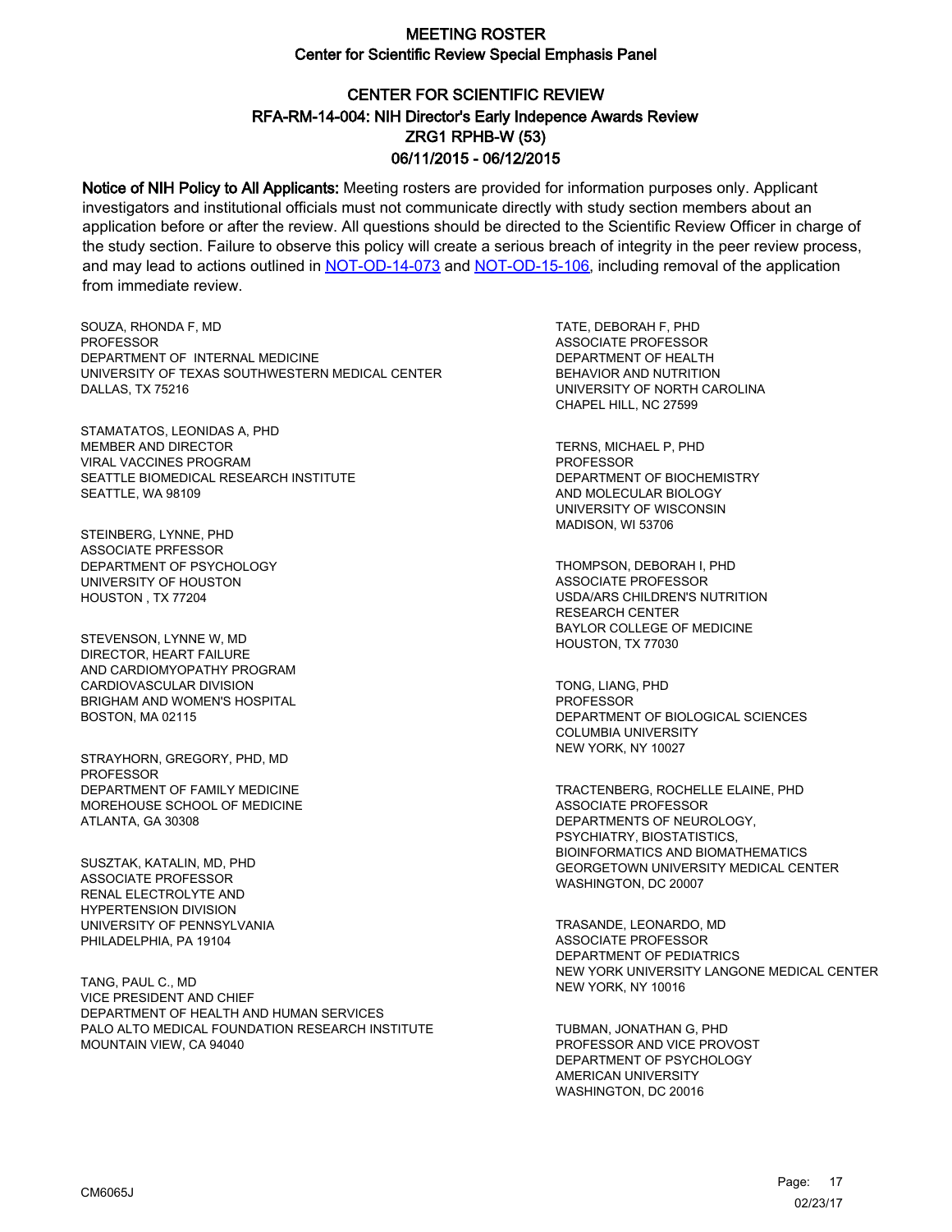# MEETING ROSTER

## Center for Scientific Review Special Emphasis Panel

## CENTER FOR SCIENTIFIC REVIEW
## RFA-RM-14-004: NIH Director's Early Indepence Awards Review
## ZRG1 RPHB-W (53)
## 06/11/2015 - 06/12/2015

**Notice of NIH Policy to All Applicants:** Meeting rosters are provided for information purposes only. Applicant investigators and institutional officials must not communicate directly with study section members about an application before or after the review. All questions should be directed to the Scientific Review Officer in charge of the study section. Failure to observe this policy will create a serious breach of integrity in the peer review process, and may lead to actions outlined in NOT-OD-14-073 and NOT-OD-15-106, including removal of the application from immediate review.

SOUZA, RHONDA F, MD
PROFESSOR
DEPARTMENT OF INTERNAL MEDICINE
UNIVERSITY OF TEXAS SOUTHWESTERN MEDICAL CENTER
DALLAS, TX 75216

STAMATATOS, LEONIDAS A, PHD
MEMBER AND DIRECTOR
VIRAL VACCINES PROGRAM
SEATTLE BIOMEDICAL RESEARCH INSTITUTE
SEATTLE, WA 98109

STEINBERG, LYNNE, PHD
ASSOCIATE PRFESSOR
DEPARTMENT OF PSYCHOLOGY
UNIVERSITY OF HOUSTON
HOUSTON , TX 77204

STEVENSON, LYNNE W, MD
DIRECTOR, HEART FAILURE
AND CARDIOMYOPATHY PROGRAM
CARDIOVASCULAR DIVISION
BRIGHAM AND WOMEN'S HOSPITAL
BOSTON, MA 02115

STRAYHORN, GREGORY, PHD, MD
PROFESSOR
DEPARTMENT OF FAMILY MEDICINE
MOREHOUSE SCHOOL OF MEDICINE
ATLANTA, GA 30308

SUSZTAK, KATALIN, MD, PHD
ASSOCIATE PROFESSOR
RENAL ELECTROLYTE AND
HYPERTENSION DIVISION
UNIVERSITY OF PENNSYLVANIA
PHILADELPHIA, PA 19104

TANG, PAUL C., MD
VICE PRESIDENT AND CHIEF
DEPARTMENT OF HEALTH AND HUMAN SERVICES
PALO ALTO MEDICAL FOUNDATION RESEARCH INSTITUTE
MOUNTAIN VIEW, CA 94040

TATE, DEBORAH F, PHD
ASSOCIATE PROFESSOR
DEPARTMENT OF HEALTH
BEHAVIOR AND NUTRITION
UNIVERSITY OF NORTH CAROLINA
CHAPEL HILL, NC 27599

TERNS, MICHAEL P, PHD
PROFESSOR
DEPARTMENT OF BIOCHEMISTRY
AND MOLECULAR BIOLOGY
UNIVERSITY OF WISCONSIN
MADISON, WI 53706

THOMPSON, DEBORAH I, PHD
ASSOCIATE PROFESSOR
USDA/ARS CHILDREN'S NUTRITION
RESEARCH CENTER
BAYLOR COLLEGE OF MEDICINE
HOUSTON, TX 77030

TONG, LIANG, PHD
PROFESSOR
DEPARTMENT OF BIOLOGICAL SCIENCES
COLUMBIA UNIVERSITY
NEW YORK, NY 10027

TRACTENBERG, ROCHELLE ELAINE, PHD
ASSOCIATE PROFESSOR
DEPARTMENTS OF NEUROLOGY,
PSYCHIATRY, BIOSTATISTICS,
BIOINFORMATICS AND BIOMATHEMATICS
GEORGETOWN UNIVERSITY MEDICAL CENTER
WASHINGTON, DC 20007

TRASANDE, LEONARDO, MD
ASSOCIATE PROFESSOR
DEPARTMENT OF PEDIATRICS
NEW YORK UNIVERSITY LANGONE MEDICAL CENTER
NEW YORK, NY 10016

TUBMAN, JONATHAN G, PHD
PROFESSOR AND VICE PROVOST
DEPARTMENT OF PSYCHOLOGY
AMERICAN UNIVERSITY
WASHINGTON, DC 20016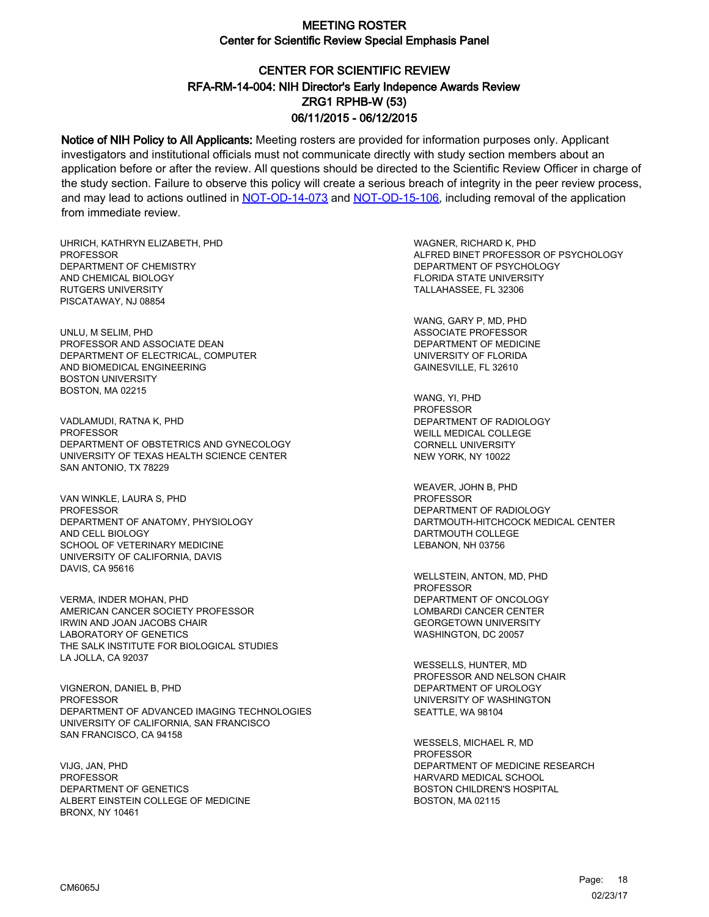# MEETING ROSTER

## Center for Scientific Review Special Emphasis Panel

## CENTER FOR SCIENTIFIC REVIEW
## RFA-RM-14-004: NIH Director's Early Indepence Awards Review
## ZRG1 RPHB-W (53)
## 06/11/2015 - 06/12/2015

**Notice of NIH Policy to All Applicants:** Meeting rosters are provided for information purposes only. Applicant investigators and institutional officials must not communicate directly with study section members about an application before or after the review. All questions should be directed to the Scientific Review Officer in charge of the study section. Failure to observe this policy will create a serious breach of integrity in the peer review process, and may lead to actions outlined in NOT-OD-14-073 and NOT-OD-15-106, including removal of the application from immediate review.

UHRICH, KATHRYN ELIZABETH, PHD
PROFESSOR
DEPARTMENT OF CHEMISTRY
AND CHEMICAL BIOLOGY
RUTGERS UNIVERSITY
PISCATAWAY, NJ 08854

UNLU, M SELIM, PHD
PROFESSOR AND ASSOCIATE DEAN
DEPARTMENT OF ELECTRICAL, COMPUTER
AND BIOMEDICAL ENGINEERING
BOSTON UNIVERSITY
BOSTON, MA 02215

VADLAMUDI, RATNA K, PHD
PROFESSOR
DEPARTMENT OF OBSTETRICS AND GYNECOLOGY
UNIVERSITY OF TEXAS HEALTH SCIENCE CENTER
SAN ANTONIO, TX 78229

VAN WINKLE, LAURA S, PHD
PROFESSOR
DEPARTMENT OF ANATOMY, PHYSIOLOGY
AND CELL BIOLOGY
SCHOOL OF VETERINARY MEDICINE
UNIVERSITY OF CALIFORNIA, DAVIS
DAVIS, CA 95616

VERMA, INDER MOHAN, PHD
AMERICAN CANCER SOCIETY PROFESSOR
IRWIN AND JOAN JACOBS CHAIR
LABORATORY OF GENETICS
THE SALK INSTITUTE FOR BIOLOGICAL STUDIES
LA JOLLA, CA 92037

VIGNERON, DANIEL B, PHD
PROFESSOR
DEPARTMENT OF ADVANCED IMAGING TECHNOLOGIES
UNIVERSITY OF CALIFORNIA, SAN FRANCISCO
SAN FRANCISCO, CA 94158

VIJG, JAN, PHD
PROFESSOR
DEPARTMENT OF GENETICS
ALBERT EINSTEIN COLLEGE OF MEDICINE
BRONX, NY 10461

WAGNER, RICHARD K, PHD
ALFRED BINET PROFESSOR OF PSYCHOLOGY
DEPARTMENT OF PSYCHOLOGY
FLORIDA STATE UNIVERSITY
TALLAHASSEE, FL 32306

WANG, GARY P, MD, PHD
ASSOCIATE PROFESSOR
DEPARTMENT OF MEDICINE
UNIVERSITY OF FLORIDA
GAINESVILLE, FL 32610

WANG, YI, PHD
PROFESSOR
DEPARTMENT OF RADIOLOGY
WEILL MEDICAL COLLEGE
CORNELL UNIVERSITY
NEW YORK, NY 10022

WEAVER, JOHN B, PHD
PROFESSOR
DEPARTMENT OF RADIOLOGY
DARTMOUTH-HITCHCOCK MEDICAL CENTER
DARTMOUTH COLLEGE
LEBANON, NH 03756

WELLSTEIN, ANTON, MD, PHD
PROFESSOR
DEPARTMENT OF ONCOLOGY
LOMBARDI CANCER CENTER
GEORGETOWN UNIVERSITY
WASHINGTON, DC 20057

WESSELLS, HUNTER, MD
PROFESSOR AND NELSON CHAIR
DEPARTMENT OF UROLOGY
UNIVERSITY OF WASHINGTON
SEATTLE, WA 98104

WESSELS, MICHAEL R, MD
PROFESSOR
DEPARTMENT OF MEDICINE RESEARCH
HARVARD MEDICAL SCHOOL
BOSTON CHILDREN'S HOSPITAL
BOSTON, MA 02115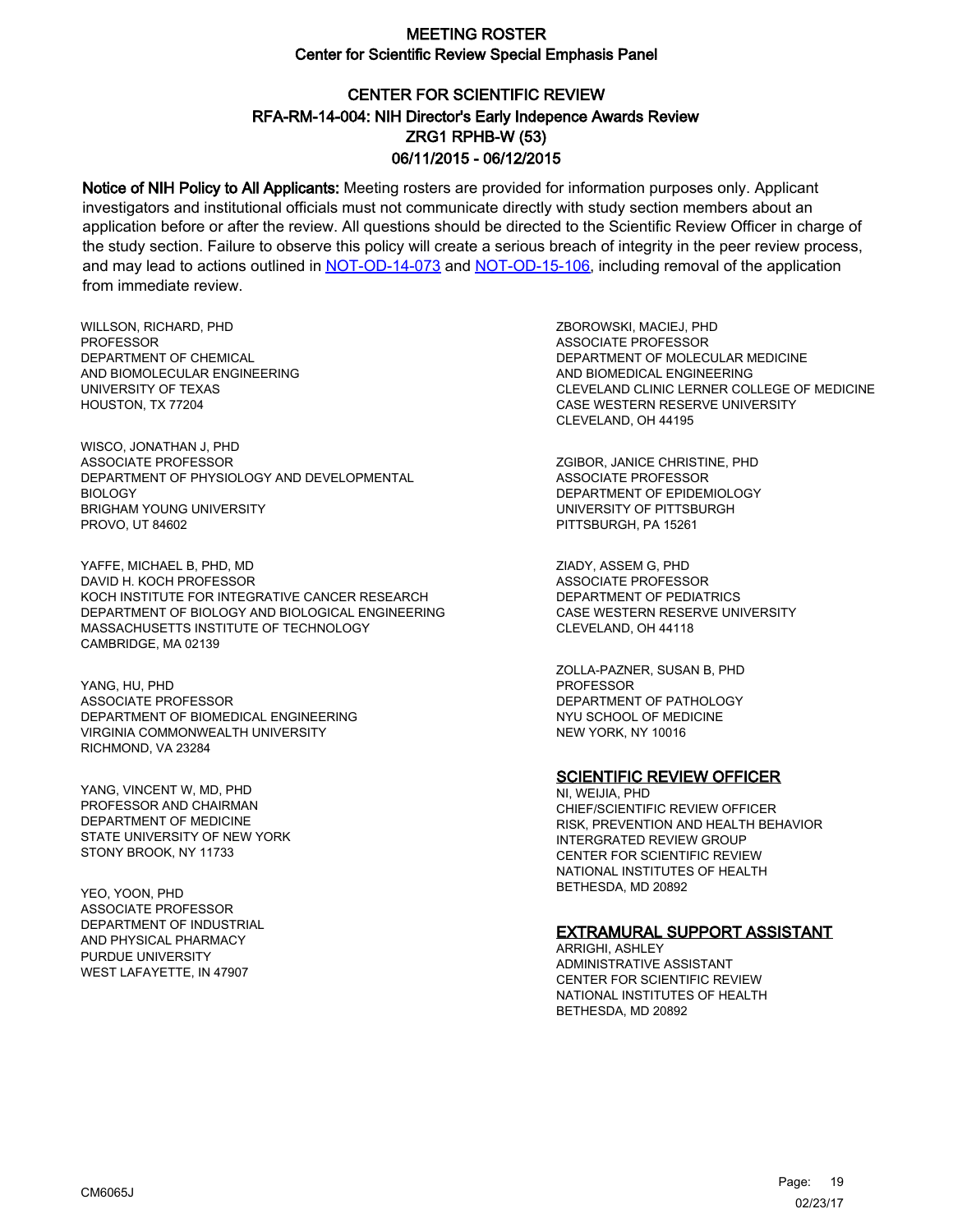# MEETING ROSTER

## Center for Scientific Review Special Emphasis Panel

## CENTER FOR SCIENTIFIC REVIEW
## RFA-RM-14-004: NIH Director's Early Indepence Awards Review
## ZRG1 RPHB-W (53)
## 06/11/2015 - 06/12/2015

**Notice of NIH Policy to All Applicants:** Meeting rosters are provided for information purposes only. Applicant investigators and institutional officials must not communicate directly with study section members about an application before or after the review. All questions should be directed to the Scientific Review Officer in charge of the study section. Failure to observe this policy will create a serious breach of integrity in the peer review process, and may lead to actions outlined in NOT-OD-14-073 and NOT-OD-15-106, including removal of the application from immediate review.

WILLSON, RICHARD, PHD
PROFESSOR
DEPARTMENT OF CHEMICAL
AND BIOMOLECULAR ENGINEERING
UNIVERSITY OF TEXAS
HOUSTON, TX 77204

WISCO, JONATHAN J, PHD
ASSOCIATE PROFESSOR
DEPARTMENT OF PHYSIOLOGY AND DEVELOPMENTAL
BIOLOGY
BRIGHAM YOUNG UNIVERSITY
PROVO, UT 84602

YAFFE, MICHAEL B, PHD, MD
DAVID H. KOCH PROFESSOR
KOCH INSTITUTE FOR INTEGRATIVE CANCER RESEARCH
DEPARTMENT OF BIOLOGY AND BIOLOGICAL ENGINEERING
MASSACHUSETTS INSTITUTE OF TECHNOLOGY
CAMBRIDGE, MA 02139

YANG, HU, PHD
ASSOCIATE PROFESSOR
DEPARTMENT OF BIOMEDICAL ENGINEERING
VIRGINIA COMMONWEALTH UNIVERSITY
RICHMOND, VA 23284

YANG, VINCENT W, MD, PHD
PROFESSOR AND CHAIRMAN
DEPARTMENT OF MEDICINE
STATE UNIVERSITY OF NEW YORK
STONY BROOK, NY 11733

YEO, YOON, PHD
ASSOCIATE PROFESSOR
DEPARTMENT OF INDUSTRIAL
AND PHYSICAL PHARMACY
PURDUE UNIVERSITY
WEST LAFAYETTE, IN 47907

ZBOROWSKI, MACIEJ, PHD
ASSOCIATE PROFESSOR
DEPARTMENT OF MOLECULAR MEDICINE
AND BIOMEDICAL ENGINEERING
CLEVELAND CLINIC LERNER COLLEGE OF MEDICINE
CASE WESTERN RESERVE UNIVERSITY
CLEVELAND, OH 44195

ZGIBOR, JANICE CHRISTINE, PHD
ASSOCIATE PROFESSOR
DEPARTMENT OF EPIDEMIOLOGY
UNIVERSITY OF PITTSBURGH
PITTSBURGH, PA 15261

ZIADY, ASSEM G, PHD
ASSOCIATE PROFESSOR
DEPARTMENT OF PEDIATRICS
CASE WESTERN RESERVE UNIVERSITY
CLEVELAND, OH 44118

ZOLLA-PAZNER, SUSAN B, PHD
PROFESSOR
DEPARTMENT OF PATHOLOGY
NYU SCHOOL OF MEDICINE
NEW YORK, NY 10016

### SCIENTIFIC REVIEW OFFICER

NI, WEIJIA, PHD
CHIEF/SCIENTIFIC REVIEW OFFICER
RISK, PREVENTION AND HEALTH BEHAVIOR
INTERGRATED REVIEW GROUP
CENTER FOR SCIENTIFIC REVIEW
NATIONAL INSTITUTES OF HEALTH
BETHESDA, MD 20892

### EXTRAMURAL SUPPORT ASSISTANT

ARRIGHI, ASHLEY
ADMINISTRATIVE ASSISTANT
CENTER FOR SCIENTIFIC REVIEW
NATIONAL INSTITUTES OF HEALTH
BETHESDA, MD 20892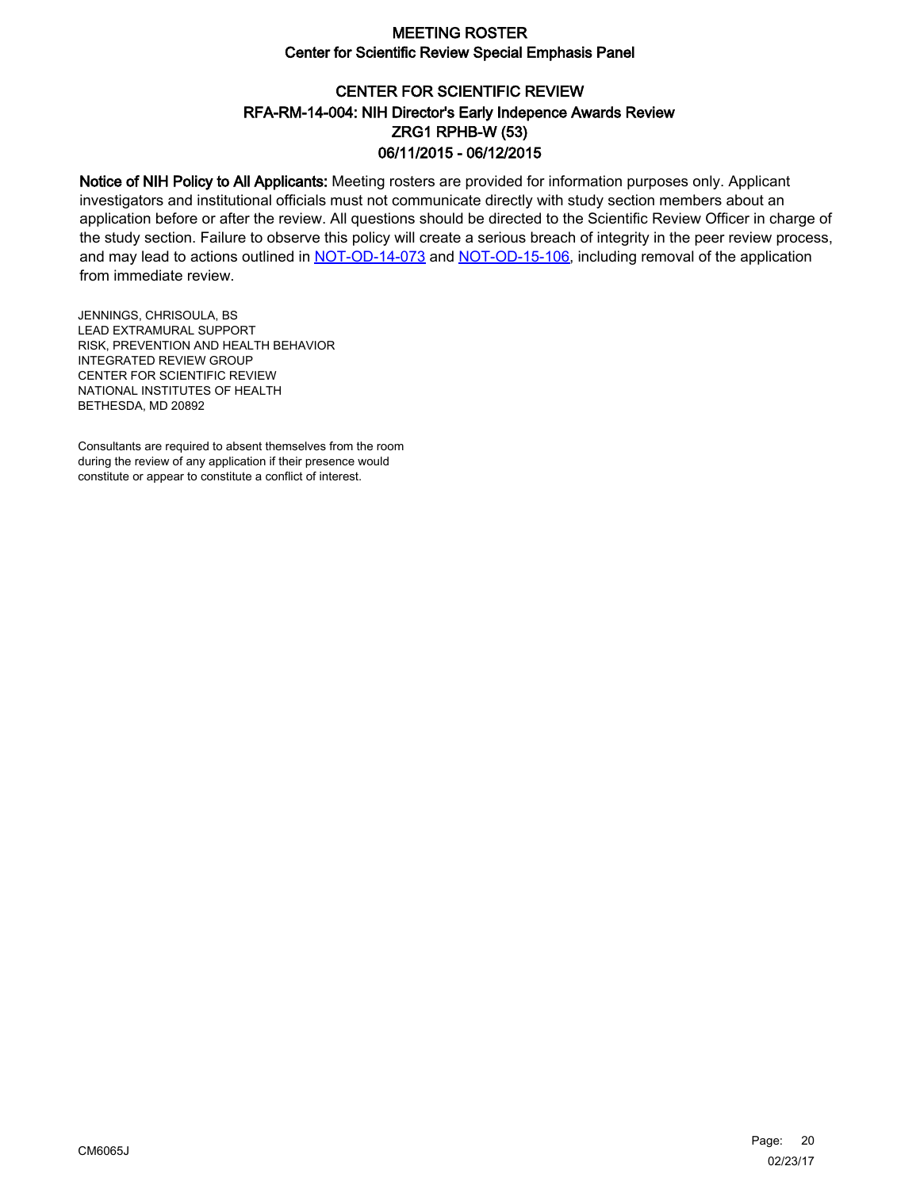# MEETING ROSTER

## Center for Scientific Review Special Emphasis Panel

### CENTER FOR SCIENTIFIC REVIEW
### RFA-RM-14-004: NIH Director's Early Indepence Awards Review
### ZRG1 RPHB-W (53)
### 06/11/2015 - 06/12/2015

**Notice of NIH Policy to All Applicants:** Meeting rosters are provided for information purposes only. Applicant investigators and institutional officials must not communicate directly with study section members about an application before or after the review. All questions should be directed to the Scientific Review Officer in charge of the study section. Failure to observe this policy will create a serious breach of integrity in the peer review process, and may lead to actions outlined in NOT-OD-14-073 and NOT-OD-15-106, including removal of the application from immediate review.

JENNINGS, CHRISOULA, BS
LEAD EXTRAMURAL SUPPORT
RISK, PREVENTION AND HEALTH BEHAVIOR
INTEGRATED REVIEW GROUP
CENTER FOR SCIENTIFIC REVIEW
NATIONAL INSTITUTES OF HEALTH
BETHESDA, MD 20892

Consultants are required to absent themselves from the room during the review of any application if their presence would constitute or appear to constitute a conflict of interest.